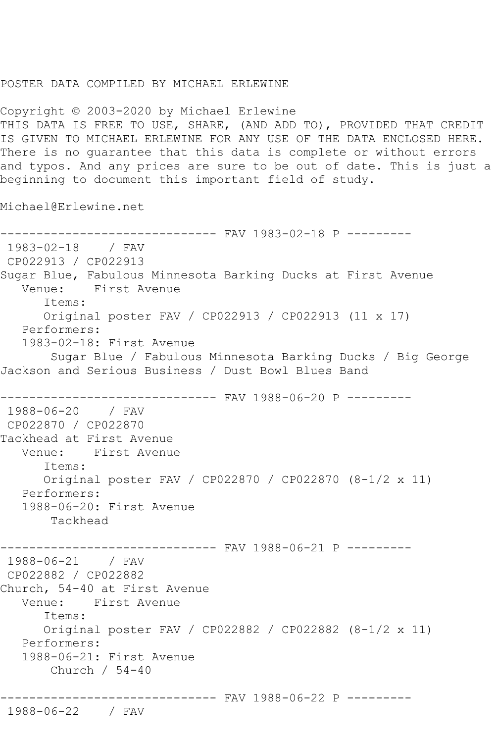POSTER DATA COMPILED BY MICHAEL ERLEWINE

Copyright © 2003-2020 by Michael Erlewine
THIS DATA IS FREE TO USE, SHARE, (AND ADD TO), PROVIDED THAT CREDIT IS GIVEN TO MICHAEL ERLEWINE FOR ANY USE OF THE DATA ENCLOSED HERE. There is no guarantee that this data is complete or without errors and typos. And any prices are sure to be out of date. This is just a beginning to document this important field of study.

Michael@Erlewine.net

------------------------------ FAV 1983-02-18 P ---------

1983-02-18 / FAV
CP022913 / CP022913
Sugar Blue, Fabulous Minnesota Barking Ducks at First Avenue
Venue: First Avenue
Items:
Original poster FAV / CP022913 / CP022913 (11 x 17)
Performers:
1983-02-18: First Avenue
Sugar Blue / Fabulous Minnesota Barking Ducks / Big George Jackson and Serious Business / Dust Bowl Blues Band

------------------------------ FAV 1988-06-20 P ---------

1988-06-20 / FAV
CP022870 / CP022870
Tackhead at First Avenue
Venue: First Avenue
Items:
Original poster FAV / CP022870 / CP022870 (8-1/2 x 11)
Performers:
1988-06-20: First Avenue
Tackhead

------------------------------ FAV 1988-06-21 P ---------

1988-06-21 / FAV
CP022882 / CP022882
Church, 54-40 at First Avenue
Venue: First Avenue
Items:
Original poster FAV / CP022882 / CP022882 (8-1/2 x 11)
Performers:
1988-06-21: First Avenue
Church / 54-40

------------------------------ FAV 1988-06-22 P ---------

1988-06-22 / FAV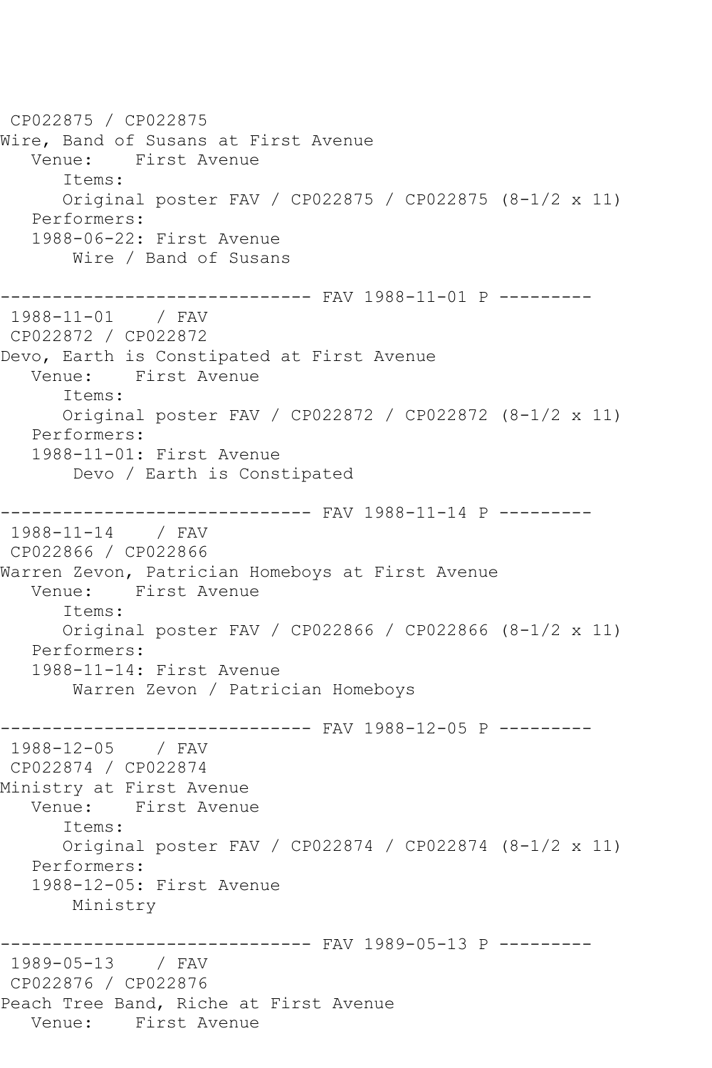```
 CP022875 / CP022875
Wire, Band of Susans at First Avenue
   Venue:    First Avenue
      Items:
      Original poster FAV / CP022875 / CP022875 (8-1/2 x 11)
   Performers:
   1988-06-22: First Avenue
       Wire / Band of Susans

------------------------------ FAV 1988-11-01 P ---------
 1988-11-01    / FAV
 CP022872 / CP022872
Devo, Earth is Constipated at First Avenue
   Venue:    First Avenue
      Items:
      Original poster FAV / CP022872 / CP022872 (8-1/2 x 11)
   Performers:
   1988-11-01: First Avenue
       Devo / Earth is Constipated

------------------------------ FAV 1988-11-14 P ---------
 1988-11-14    / FAV
 CP022866 / CP022866
Warren Zevon, Patrician Homeboys at First Avenue
   Venue:    First Avenue
      Items:
      Original poster FAV / CP022866 / CP022866 (8-1/2 x 11)
   Performers:
   1988-11-14: First Avenue
       Warren Zevon / Patrician Homeboys

------------------------------ FAV 1988-12-05 P ---------
 1988-12-05    / FAV
 CP022874 / CP022874
Ministry at First Avenue
   Venue:    First Avenue
      Items:
      Original poster FAV / CP022874 / CP022874 (8-1/2 x 11)
   Performers:
   1988-12-05: First Avenue
       Ministry

------------------------------ FAV 1989-05-13 P ---------
 1989-05-13    / FAV
 CP022876 / CP022876
Peach Tree Band, Riche at First Avenue
   Venue:    First Avenue
```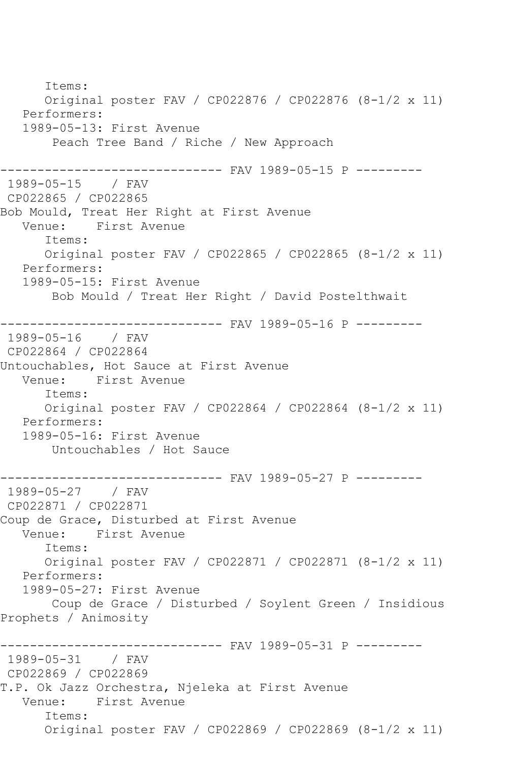Items:
Original poster FAV / CP022876 / CP022876 (8-1/2 x 11)
Performers:
1989-05-13: First Avenue
Peach Tree Band / Riche / New Approach

------------------------------ FAV 1989-05-15 P ---------

1989-05-15 / FAV
CP022865 / CP022865
Bob Mould, Treat Her Right at First Avenue
Venue: First Avenue
Items:
Original poster FAV / CP022865 / CP022865 (8-1/2 x 11)
Performers:
1989-05-15: First Avenue
Bob Mould / Treat Her Right / David Postelthwait

------------------------------ FAV 1989-05-16 P ---------

1989-05-16 / FAV
CP022864 / CP022864
Untouchables, Hot Sauce at First Avenue
Venue: First Avenue
Items:
Original poster FAV / CP022864 / CP022864 (8-1/2 x 11)
Performers:
1989-05-16: First Avenue
Untouchables / Hot Sauce

------------------------------ FAV 1989-05-27 P ---------

1989-05-27 / FAV
CP022871 / CP022871
Coup de Grace, Disturbed at First Avenue
Venue: First Avenue
Items:
Original poster FAV / CP022871 / CP022871 (8-1/2 x 11)
Performers:
1989-05-27: First Avenue
Coup de Grace / Disturbed / Soylent Green / Insidious Prophets / Animosity

------------------------------ FAV 1989-05-31 P ---------

1989-05-31 / FAV
CP022869 / CP022869
T.P. Ok Jazz Orchestra, Njeleka at First Avenue
Venue: First Avenue
Items:
Original poster FAV / CP022869 / CP022869 (8-1/2 x 11)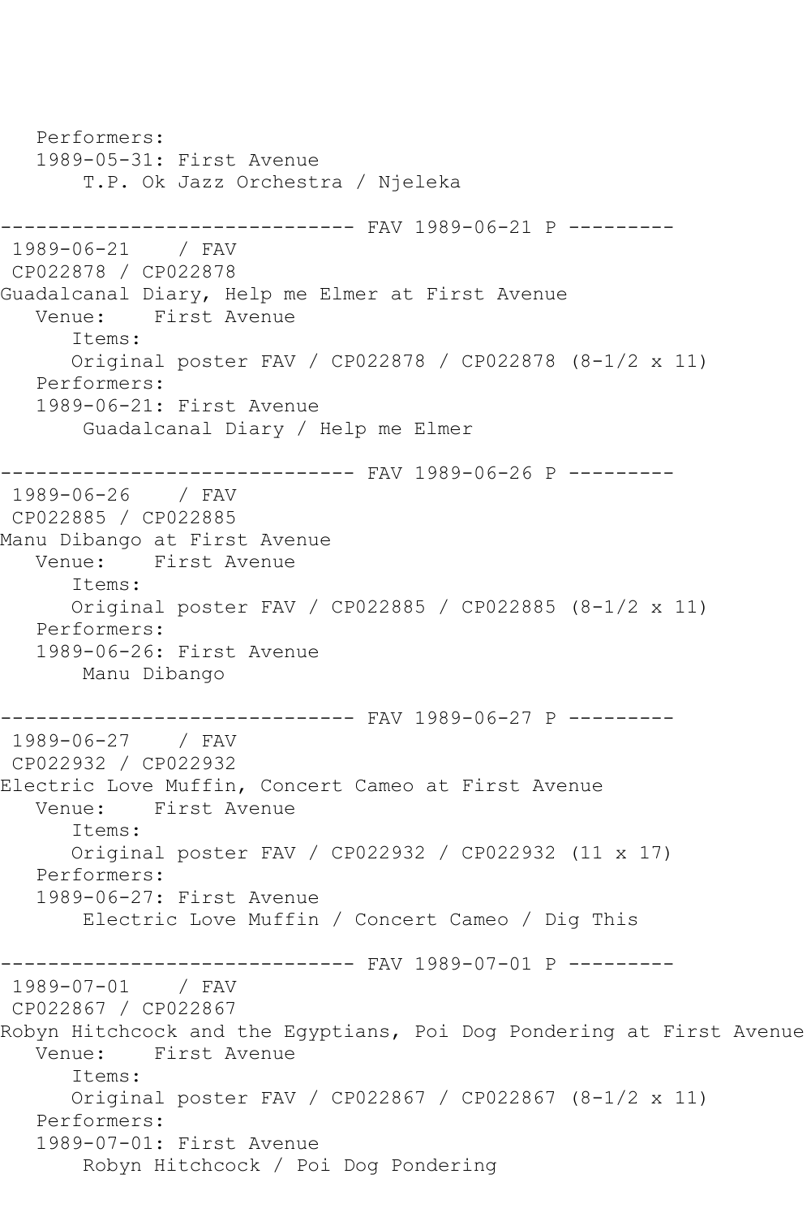Performers:
1989-05-31: First Avenue
T.P. Ok Jazz Orchestra / Njeleka

------------------------------ FAV 1989-06-21 P ---------

1989-06-21 / FAV
CP022878 / CP022878
Guadalcanal Diary, Help me Elmer at First Avenue
Venue: First Avenue
Items:
Original poster FAV / CP022878 / CP022878 (8-1/2 x 11)
Performers:
1989-06-21: First Avenue
Guadalcanal Diary / Help me Elmer

------------------------------ FAV 1989-06-26 P ---------

1989-06-26 / FAV
CP022885 / CP022885
Manu Dibango at First Avenue
Venue: First Avenue
Items:
Original poster FAV / CP022885 / CP022885 (8-1/2 x 11)
Performers:
1989-06-26: First Avenue
Manu Dibango

------------------------------ FAV 1989-06-27 P ---------

1989-06-27 / FAV
CP022932 / CP022932
Electric Love Muffin, Concert Cameo at First Avenue
Venue: First Avenue
Items:
Original poster FAV / CP022932 / CP022932 (11 x 17)
Performers:
1989-06-27: First Avenue
Electric Love Muffin / Concert Cameo / Dig This

------------------------------ FAV 1989-07-01 P ---------

1989-07-01 / FAV
CP022867 / CP022867
Robyn Hitchcock and the Egyptians, Poi Dog Pondering at First Avenue
Venue: First Avenue
Items:
Original poster FAV / CP022867 / CP022867 (8-1/2 x 11)
Performers:
1989-07-01: First Avenue
Robyn Hitchcock / Poi Dog Pondering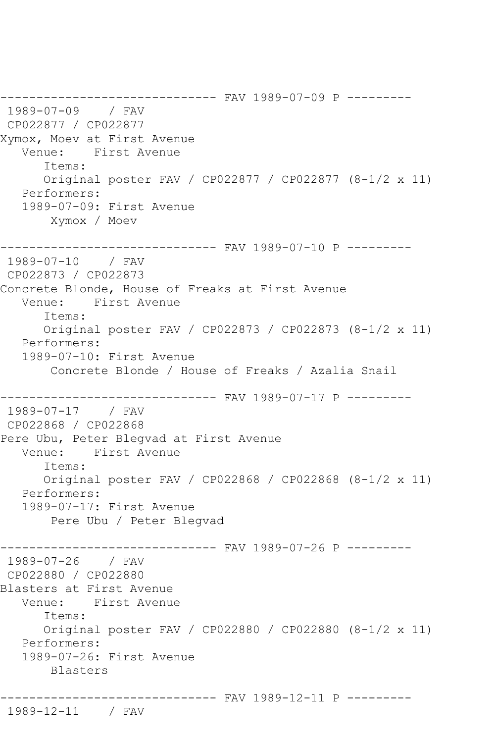```
------------------------------ FAV 1989-07-09 P ---------
 1989-07-09    / FAV
 CP022877 / CP022877
Xymox, Moev at First Avenue
   Venue:    First Avenue
      Items:
      Original poster FAV / CP022877 / CP022877 (8-1/2 x 11)
   Performers:
   1989-07-09: First Avenue
       Xymox / Moev

------------------------------ FAV 1989-07-10 P ---------
 1989-07-10    / FAV
 CP022873 / CP022873
Concrete Blonde, House of Freaks at First Avenue
   Venue:    First Avenue
      Items:
      Original poster FAV / CP022873 / CP022873 (8-1/2 x 11)
   Performers:
   1989-07-10: First Avenue
       Concrete Blonde / House of Freaks / Azalia Snail

------------------------------ FAV 1989-07-17 P ---------
 1989-07-17    / FAV
 CP022868 / CP022868
Pere Ubu, Peter Blegvad at First Avenue
   Venue:    First Avenue
      Items:
      Original poster FAV / CP022868 / CP022868 (8-1/2 x 11)
   Performers:
   1989-07-17: First Avenue
       Pere Ubu / Peter Blegvad

------------------------------ FAV 1989-07-26 P ---------
 1989-07-26    / FAV
 CP022880 / CP022880
Blasters at First Avenue
   Venue:    First Avenue
      Items:
      Original poster FAV / CP022880 / CP022880 (8-1/2 x 11)
   Performers:
   1989-07-26: First Avenue
       Blasters

------------------------------ FAV 1989-12-11 P ---------
 1989-12-11    / FAV
```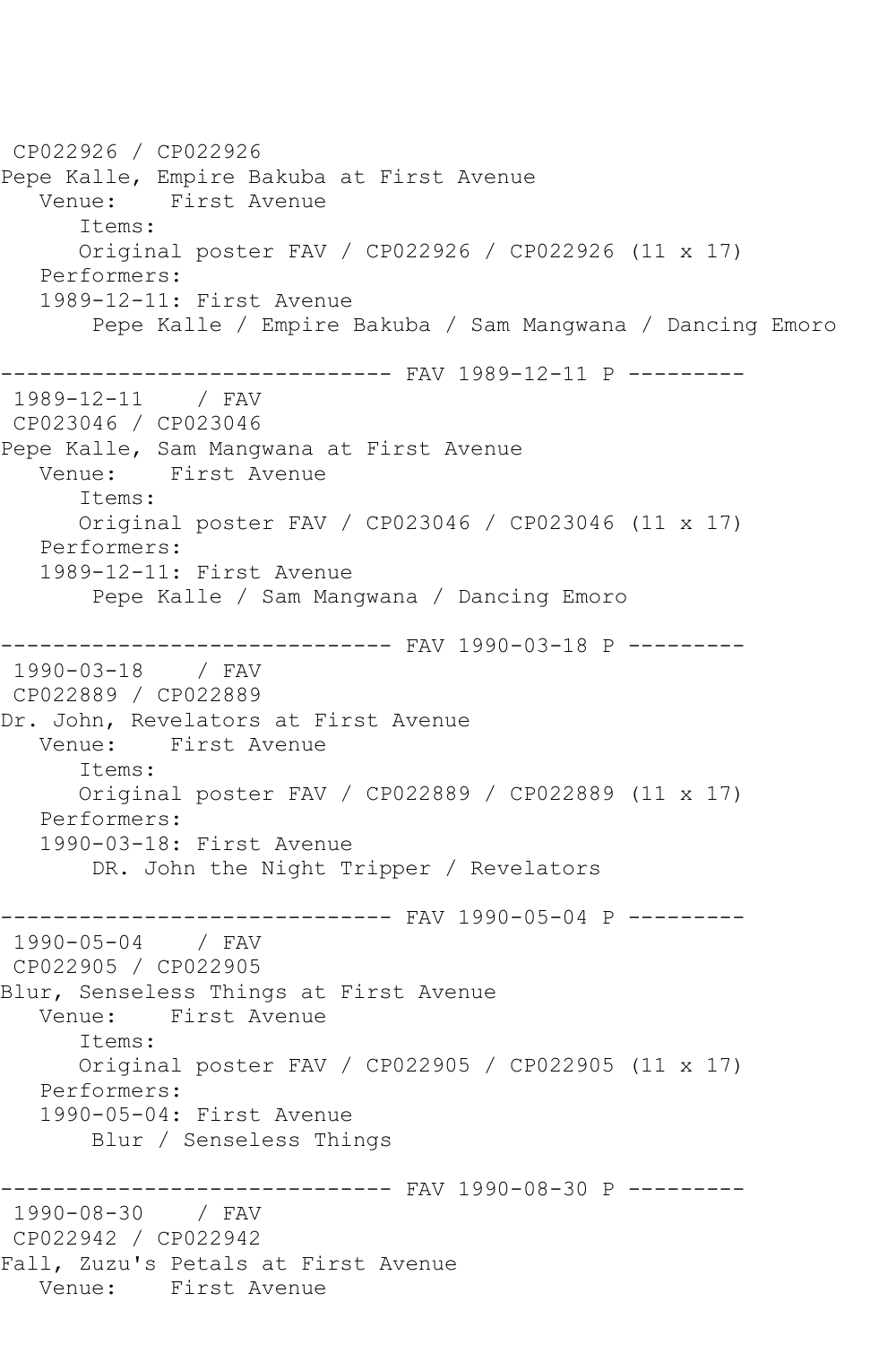CP022926 / CP022926
Pepe Kalle, Empire Bakuba at First Avenue
   Venue:    First Avenue
      Items:
      Original poster FAV / CP022926 / CP022926 (11 x 17)
   Performers:
   1989-12-11: First Avenue
       Pepe Kalle / Empire Bakuba / Sam Mangwana / Dancing Emoro

------------------------------ FAV 1989-12-11 P ---------
 1989-12-11    / FAV
 CP023046 / CP023046
Pepe Kalle, Sam Mangwana at First Avenue
   Venue:    First Avenue
      Items:
      Original poster FAV / CP023046 / CP023046 (11 x 17)
   Performers:
   1989-12-11: First Avenue
       Pepe Kalle / Sam Mangwana / Dancing Emoro

------------------------------ FAV 1990-03-18 P ---------
 1990-03-18    / FAV
 CP022889 / CP022889
Dr. John, Revelators at First Avenue
   Venue:    First Avenue
      Items:
      Original poster FAV / CP022889 / CP022889 (11 x 17)
   Performers:
   1990-03-18: First Avenue
       DR. John the Night Tripper / Revelators

------------------------------ FAV 1990-05-04 P ---------
 1990-05-04    / FAV
 CP022905 / CP022905
Blur, Senseless Things at First Avenue
   Venue:    First Avenue
      Items:
      Original poster FAV / CP022905 / CP022905 (11 x 17)
   Performers:
   1990-05-04: First Avenue
       Blur / Senseless Things

------------------------------ FAV 1990-08-30 P ---------
 1990-08-30    / FAV
 CP022942 / CP022942
Fall, Zuzu's Petals at First Avenue
   Venue:    First Avenue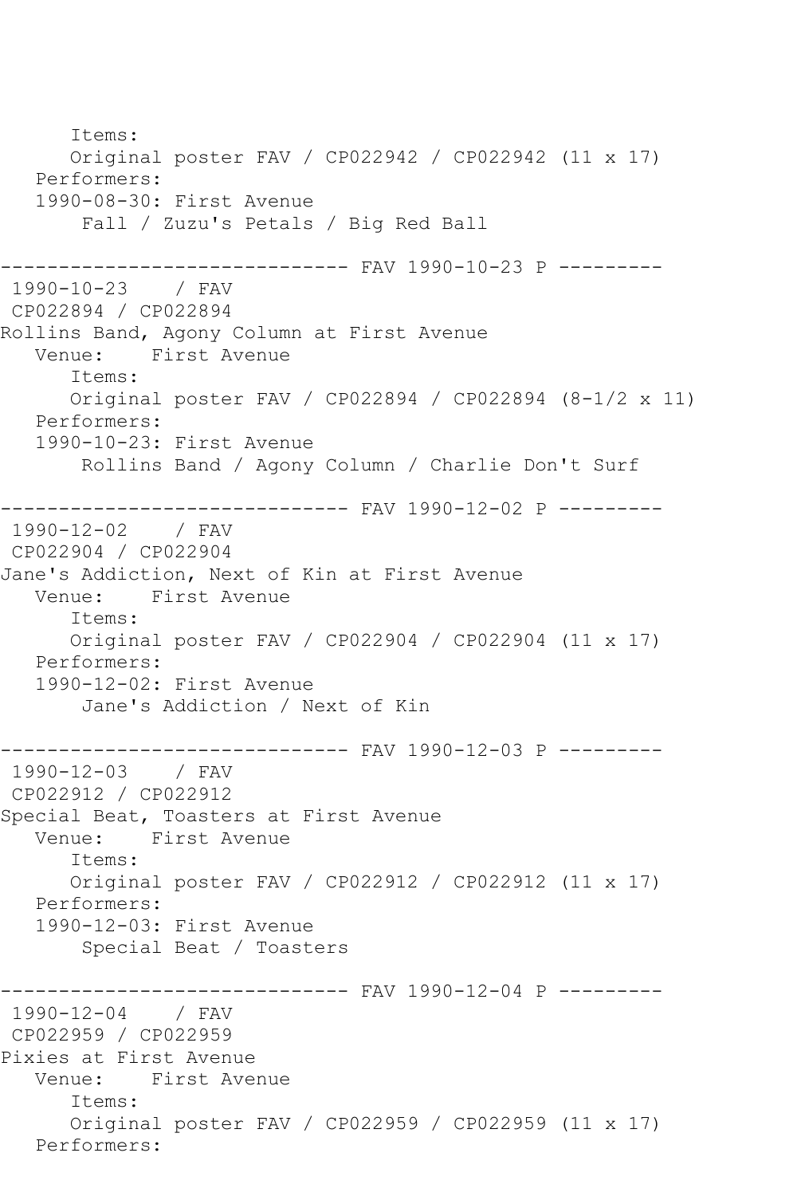```
      Items:
      Original poster FAV / CP022942 / CP022942 (11 x 17)
   Performers:
   1990-08-30: First Avenue
       Fall / Zuzu's Petals / Big Red Ball

------------------------------ FAV 1990-10-23 P ---------
 1990-10-23    / FAV
 CP022894 / CP022894
Rollins Band, Agony Column at First Avenue
   Venue:    First Avenue
      Items:
      Original poster FAV / CP022894 / CP022894 (8-1/2 x 11)
   Performers:
   1990-10-23: First Avenue
       Rollins Band / Agony Column / Charlie Don't Surf

------------------------------ FAV 1990-12-02 P ---------
 1990-12-02    / FAV
 CP022904 / CP022904
Jane's Addiction, Next of Kin at First Avenue
   Venue:    First Avenue
      Items:
      Original poster FAV / CP022904 / CP022904 (11 x 17)
   Performers:
   1990-12-02: First Avenue
       Jane's Addiction / Next of Kin

------------------------------ FAV 1990-12-03 P ---------
 1990-12-03    / FAV
 CP022912 / CP022912
Special Beat, Toasters at First Avenue
   Venue:    First Avenue
      Items:
      Original poster FAV / CP022912 / CP022912 (11 x 17)
   Performers:
   1990-12-03: First Avenue
       Special Beat / Toasters

------------------------------ FAV 1990-12-04 P ---------
 1990-12-04    / FAV
 CP022959 / CP022959
Pixies at First Avenue
   Venue:    First Avenue
      Items:
      Original poster FAV / CP022959 / CP022959 (11 x 17)
   Performers:
```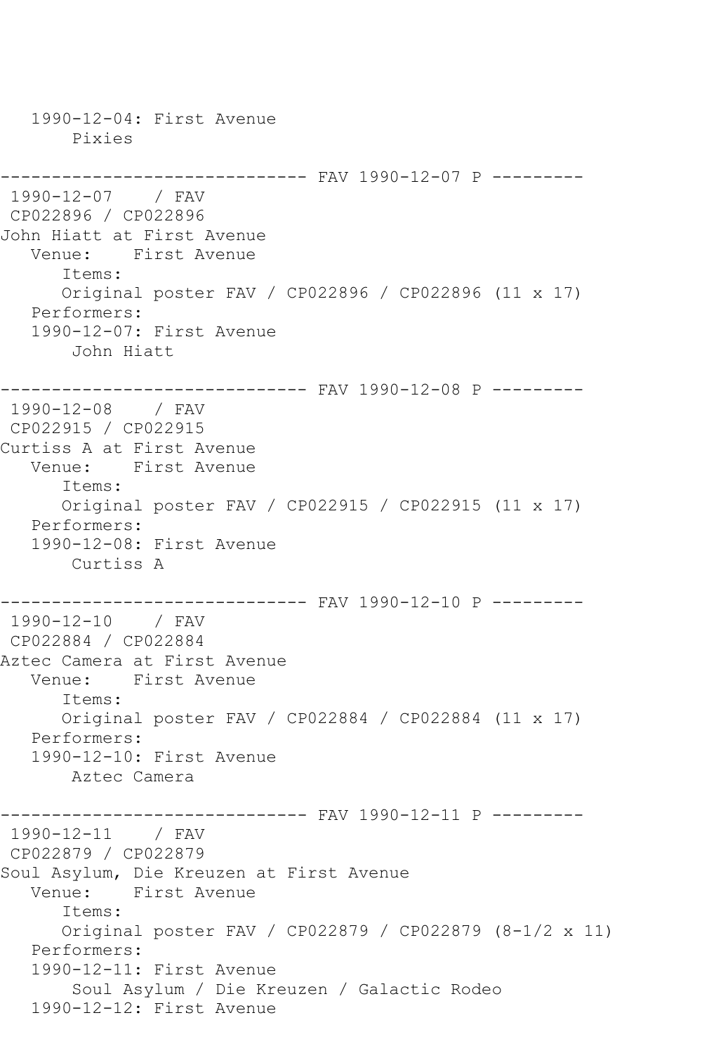```
   1990-12-04: First Avenue
        Pixies

------------------------------ FAV 1990-12-07 P ---------
 1990-12-07    / FAV
 CP022896 / CP022896
John Hiatt at First Avenue
   Venue:    First Avenue
      Items:
      Original poster FAV / CP022896 / CP022896 (11 x 17)
   Performers:
   1990-12-07: First Avenue
        John Hiatt

------------------------------ FAV 1990-12-08 P ---------
 1990-12-08    / FAV
 CP022915 / CP022915
Curtiss A at First Avenue
   Venue:    First Avenue
      Items:
      Original poster FAV / CP022915 / CP022915 (11 x 17)
   Performers:
   1990-12-08: First Avenue
        Curtiss A

------------------------------ FAV 1990-12-10 P ---------
 1990-12-10    / FAV
 CP022884 / CP022884
Aztec Camera at First Avenue
   Venue:    First Avenue
      Items:
      Original poster FAV / CP022884 / CP022884 (11 x 17)
   Performers:
   1990-12-10: First Avenue
        Aztec Camera

------------------------------ FAV 1990-12-11 P ---------
 1990-12-11    / FAV
 CP022879 / CP022879
Soul Asylum, Die Kreuzen at First Avenue
   Venue:    First Avenue
      Items:
      Original poster FAV / CP022879 / CP022879 (8-1/2 x 11)
   Performers:
   1990-12-11: First Avenue
        Soul Asylum / Die Kreuzen / Galactic Rodeo
   1990-12-12: First Avenue
```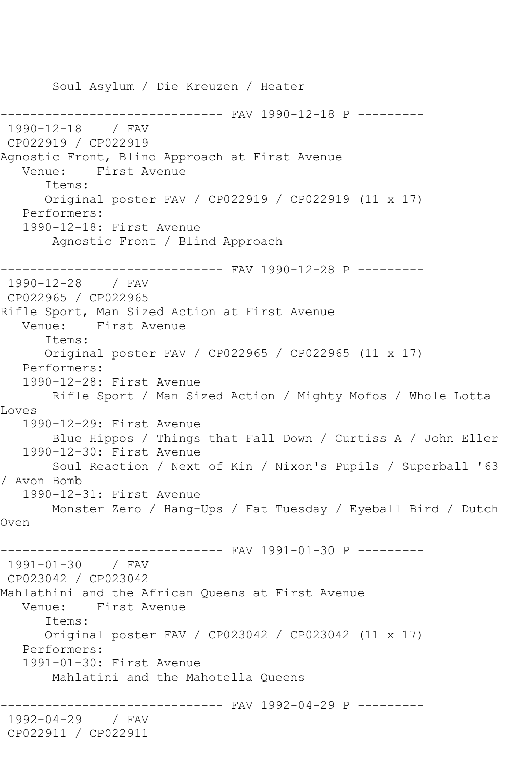Soul Asylum / Die Kreuzen / Heater

------------------------------ FAV 1990-12-18 P ---------

1990-12-18 / FAV

CP022919 / CP022919

Agnostic Front, Blind Approach at First Avenue

Venue: First Avenue

Items:

Original poster FAV / CP022919 / CP022919 (11 x 17)

Performers:

1990-12-18: First Avenue

Agnostic Front / Blind Approach

------------------------------ FAV 1990-12-28 P ---------

1990-12-28 / FAV

CP022965 / CP022965

Rifle Sport, Man Sized Action at First Avenue

Venue: First Avenue

Items:

Original poster FAV / CP022965 / CP022965 (11 x 17)

Performers:

1990-12-28: First Avenue

Rifle Sport / Man Sized Action / Mighty Mofos / Whole Lotta Loves

1990-12-29: First Avenue

Blue Hippos / Things that Fall Down / Curtiss A / John Eller

1990-12-30: First Avenue

Soul Reaction / Next of Kin / Nixon's Pupils / Superball '63 / Avon Bomb

1990-12-31: First Avenue

Monster Zero / Hang-Ups / Fat Tuesday / Eyeball Bird / Dutch Oven

------------------------------ FAV 1991-01-30 P ---------

1991-01-30 / FAV

CP023042 / CP023042

Mahlathini and the African Queens at First Avenue

Venue: First Avenue

Items:

Original poster FAV / CP023042 / CP023042 (11 x 17)

Performers:

1991-01-30: First Avenue

Mahlatini and the Mahotella Queens

------------------------------ FAV 1992-04-29 P ---------

1992-04-29 / FAV

CP022911 / CP022911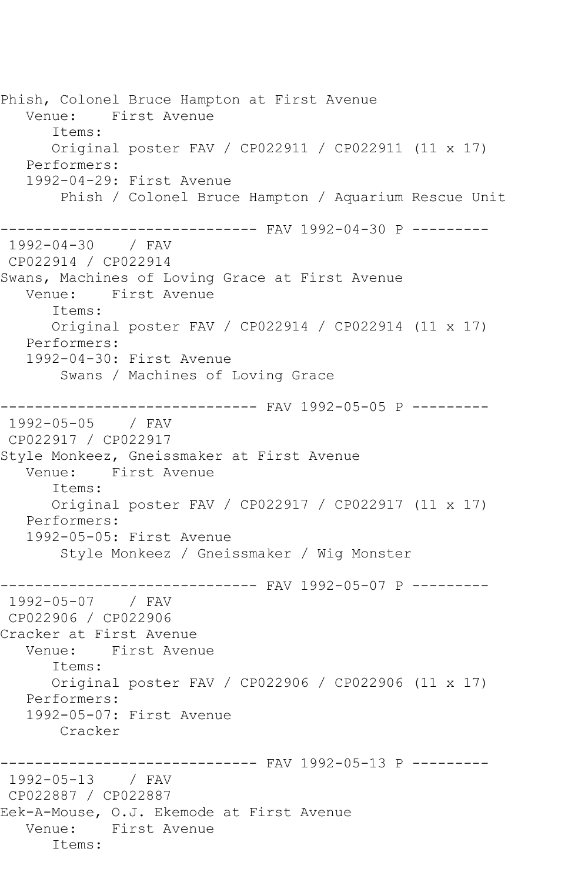Phish, Colonel Bruce Hampton at First Avenue
Venue: First Avenue
Items:
Original poster FAV / CP022911 / CP022911 (11 x 17)
Performers:
1992-04-29: First Avenue
Phish / Colonel Bruce Hampton / Aquarium Rescue Unit

------------------------------ FAV 1992-04-30 P ---------

1992-04-30 / FAV
CP022914 / CP022914
Swans, Machines of Loving Grace at First Avenue
Venue: First Avenue
Items:
Original poster FAV / CP022914 / CP022914 (11 x 17)
Performers:
1992-04-30: First Avenue
Swans / Machines of Loving Grace

------------------------------ FAV 1992-05-05 P ---------

1992-05-05 / FAV
CP022917 / CP022917
Style Monkeez, Gneissmaker at First Avenue
Venue: First Avenue
Items:
Original poster FAV / CP022917 / CP022917 (11 x 17)
Performers:
1992-05-05: First Avenue
Style Monkeez / Gneissmaker / Wig Monster

------------------------------ FAV 1992-05-07 P ---------

1992-05-07 / FAV
CP022906 / CP022906
Cracker at First Avenue
Venue: First Avenue
Items:
Original poster FAV / CP022906 / CP022906 (11 x 17)
Performers:
1992-05-07: First Avenue
Cracker

------------------------------ FAV 1992-05-13 P ---------

1992-05-13 / FAV
CP022887 / CP022887
Eek-A-Mouse, O.J. Ekemode at First Avenue
Venue: First Avenue
Items: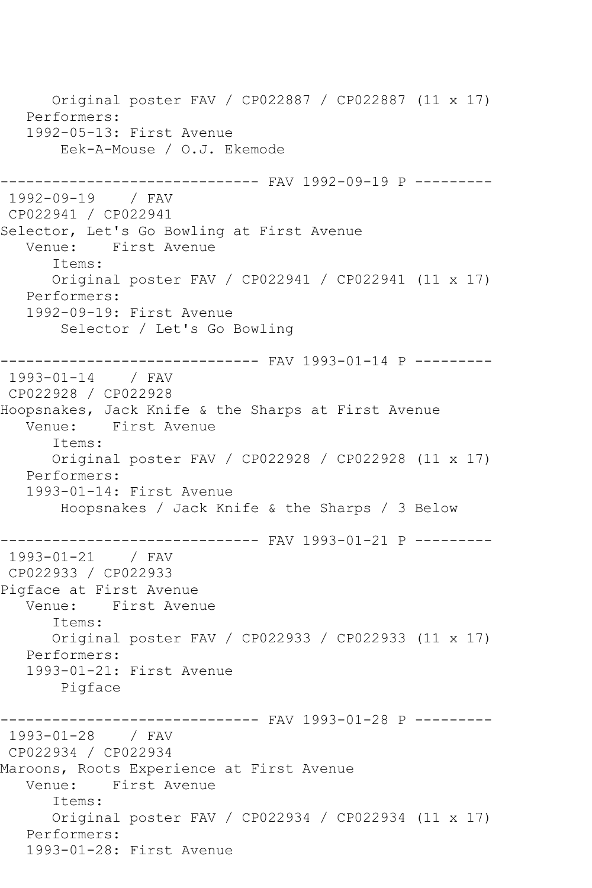```
      Original poster FAV / CP022887 / CP022887 (11 x 17)
   Performers:
   1992-05-13: First Avenue
       Eek-A-Mouse / O.J. Ekemode

------------------------------ FAV 1992-09-19 P ---------
 1992-09-19    / FAV
 CP022941 / CP022941
Selector, Let's Go Bowling at First Avenue
   Venue:    First Avenue
      Items:
      Original poster FAV / CP022941 / CP022941 (11 x 17)
   Performers:
   1992-09-19: First Avenue
       Selector / Let's Go Bowling

------------------------------ FAV 1993-01-14 P ---------
 1993-01-14    / FAV
 CP022928 / CP022928
Hoopsnakes, Jack Knife & the Sharps at First Avenue
   Venue:    First Avenue
      Items:
      Original poster FAV / CP022928 / CP022928 (11 x 17)
   Performers:
   1993-01-14: First Avenue
       Hoopsnakes / Jack Knife & the Sharps / 3 Below

------------------------------ FAV 1993-01-21 P ---------
 1993-01-21    / FAV
 CP022933 / CP022933
Pigface at First Avenue
   Venue:    First Avenue
      Items:
      Original poster FAV / CP022933 / CP022933 (11 x 17)
   Performers:
   1993-01-21: First Avenue
       Pigface

------------------------------ FAV 1993-01-28 P ---------
 1993-01-28    / FAV
 CP022934 / CP022934
Maroons, Roots Experience at First Avenue
   Venue:    First Avenue
      Items:
      Original poster FAV / CP022934 / CP022934 (11 x 17)
   Performers:
   1993-01-28: First Avenue
```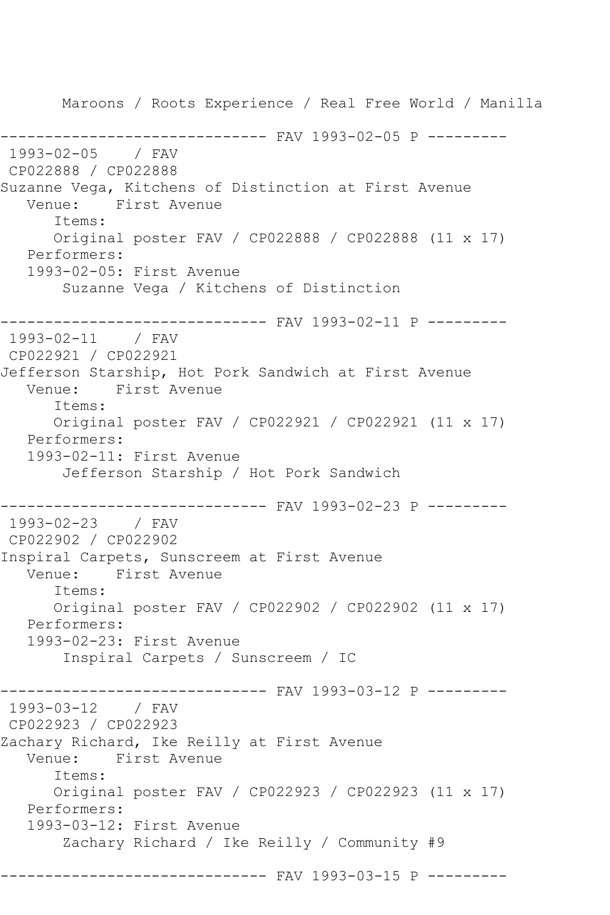Maroons / Roots Experience / Real Free World / Manilla

------------------------------ FAV 1993-02-05 P ---------

1993-02-05 / FAV
CP022888 / CP022888
Suzanne Vega, Kitchens of Distinction at First Avenue
Venue: First Avenue
Items:
Original poster FAV / CP022888 / CP022888 (11 x 17)
Performers:
1993-02-05: First Avenue
Suzanne Vega / Kitchens of Distinction

------------------------------ FAV 1993-02-11 P ---------

1993-02-11 / FAV
CP022921 / CP022921
Jefferson Starship, Hot Pork Sandwich at First Avenue
Venue: First Avenue
Items:
Original poster FAV / CP022921 / CP022921 (11 x 17)
Performers:
1993-02-11: First Avenue
Jefferson Starship / Hot Pork Sandwich

------------------------------ FAV 1993-02-23 P ---------

1993-02-23 / FAV
CP022902 / CP022902
Inspiral Carpets, Sunscreem at First Avenue
Venue: First Avenue
Items:
Original poster FAV / CP022902 / CP022902 (11 x 17)
Performers:
1993-02-23: First Avenue
Inspiral Carpets / Sunscreem / IC

------------------------------ FAV 1993-03-12 P ---------

1993-03-12 / FAV
CP022923 / CP022923
Zachary Richard, Ike Reilly at First Avenue
Venue: First Avenue
Items:
Original poster FAV / CP022923 / CP022923 (11 x 17)
Performers:
1993-03-12: First Avenue
Zachary Richard / Ike Reilly / Community #9

------------------------------ FAV 1993-03-15 P ---------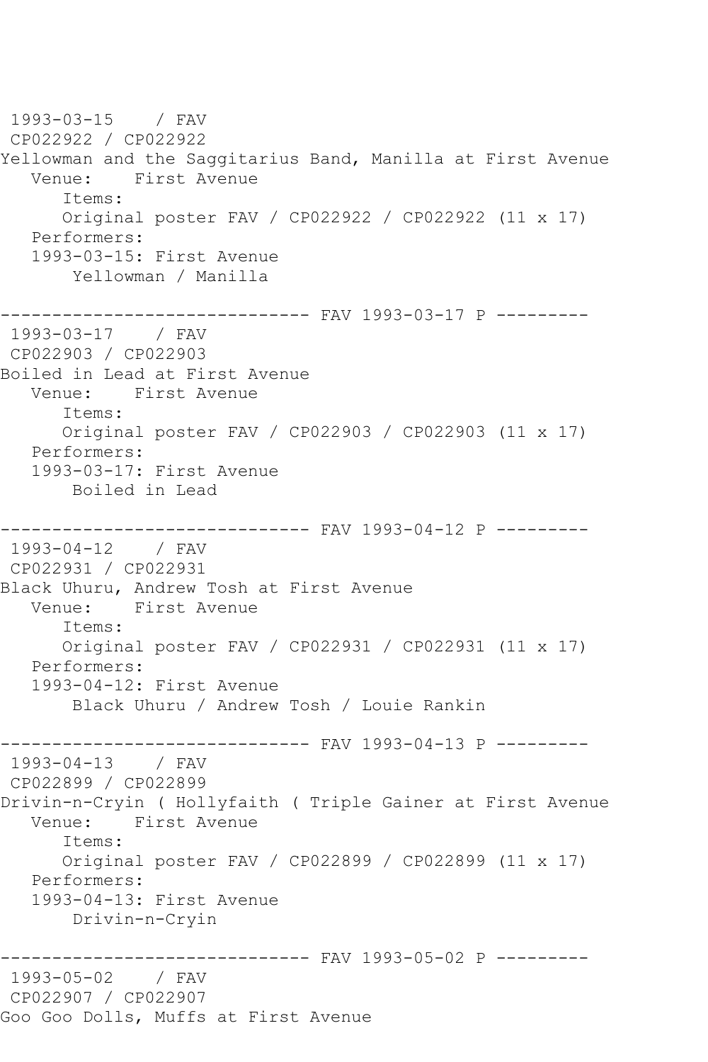```
1993-03-15    / FAV
 CP022922 / CP022922
Yellowman and the Saggitarius Band, Manilla at First Avenue
   Venue:    First Avenue
      Items:
      Original poster FAV / CP022922 / CP022922 (11 x 17)
   Performers:
   1993-03-15: First Avenue
       Yellowman / Manilla

------------------------------ FAV 1993-03-17 P ---------
 1993-03-17    / FAV
 CP022903 / CP022903
Boiled in Lead at First Avenue
   Venue:    First Avenue
      Items:
      Original poster FAV / CP022903 / CP022903 (11 x 17)
   Performers:
   1993-03-17: First Avenue
       Boiled in Lead

------------------------------ FAV 1993-04-12 P ---------
 1993-04-12    / FAV
 CP022931 / CP022931
Black Uhuru, Andrew Tosh at First Avenue
   Venue:    First Avenue
      Items:
      Original poster FAV / CP022931 / CP022931 (11 x 17)
   Performers:
   1993-04-12: First Avenue
       Black Uhuru / Andrew Tosh / Louie Rankin

------------------------------ FAV 1993-04-13 P ---------
 1993-04-13    / FAV
 CP022899 / CP022899
Drivin-n-Cryin ( Hollyfaith ( Triple Gainer at First Avenue
   Venue:    First Avenue
      Items:
      Original poster FAV / CP022899 / CP022899 (11 x 17)
   Performers:
   1993-04-13: First Avenue
       Drivin-n-Cryin

------------------------------ FAV 1993-05-02 P ---------
 1993-05-02    / FAV
 CP022907 / CP022907
Goo Goo Dolls, Muffs at First Avenue
```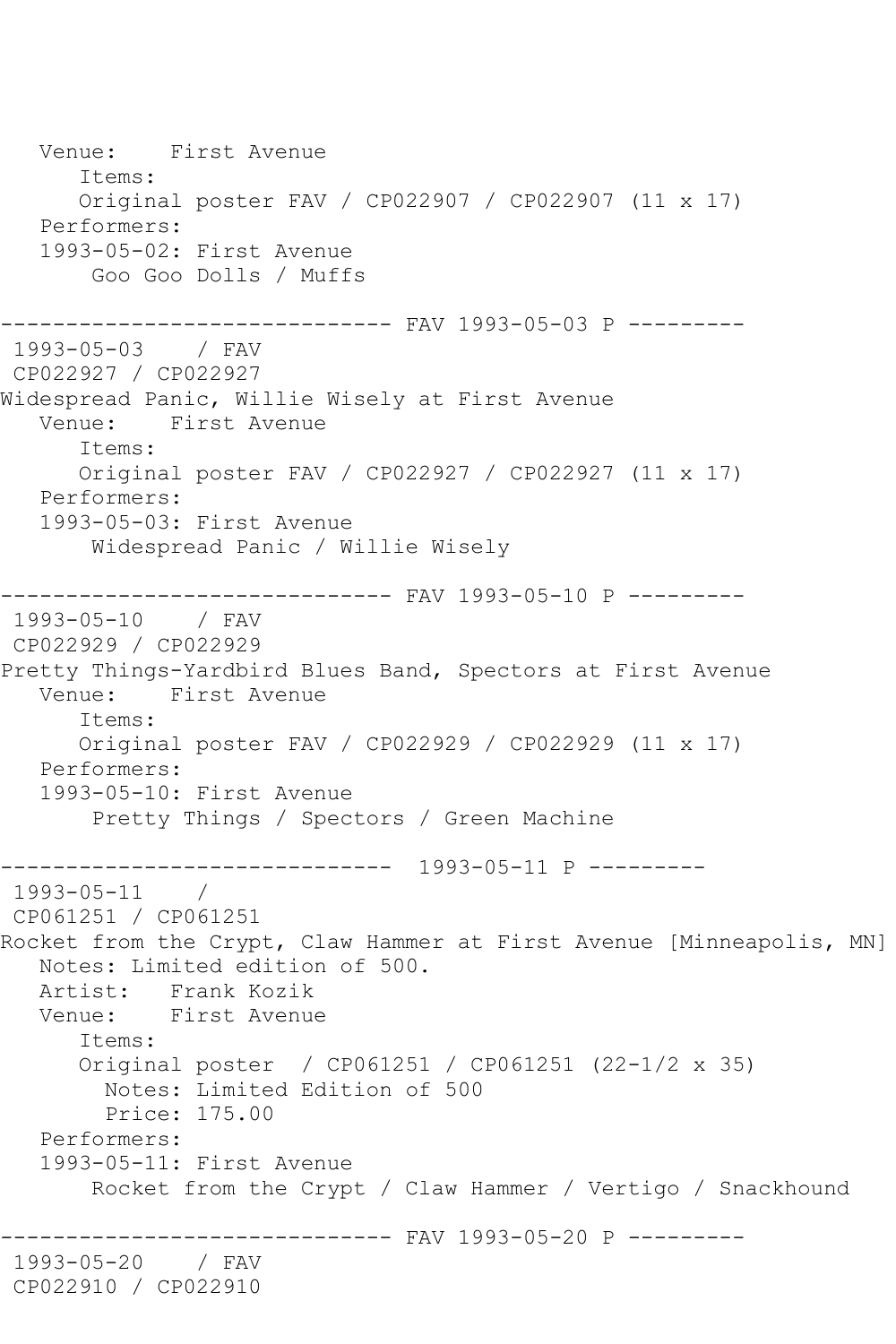```
   Venue:    First Avenue
      Items:
      Original poster FAV / CP022907 / CP022907 (11 x 17)
   Performers:
   1993-05-02: First Avenue
       Goo Goo Dolls / Muffs

------------------------------ FAV 1993-05-03 P ---------
 1993-05-03    / FAV
 CP022927 / CP022927
Widespread Panic, Willie Wisely at First Avenue
   Venue:    First Avenue
      Items:
      Original poster FAV / CP022927 / CP022927 (11 x 17)
   Performers:
   1993-05-03: First Avenue
       Widespread Panic / Willie Wisely

------------------------------ FAV 1993-05-10 P ---------
 1993-05-10    / FAV
 CP022929 / CP022929
Pretty Things-Yardbird Blues Band, Spectors at First Avenue
   Venue:    First Avenue
      Items:
      Original poster FAV / CP022929 / CP022929 (11 x 17)
   Performers:
   1993-05-10: First Avenue
       Pretty Things / Spectors / Green Machine

------------------------------  1993-05-11 P ---------
 1993-05-11    /
 CP061251 / CP061251
Rocket from the Crypt, Claw Hammer at First Avenue [Minneapolis, MN]
   Notes: Limited edition of 500.
   Artist:   Frank Kozik
   Venue:    First Avenue
      Items:
      Original poster  / CP061251 / CP061251 (22-1/2 x 35)
        Notes: Limited Edition of 500
        Price: 175.00
   Performers:
   1993-05-11: First Avenue
       Rocket from the Crypt / Claw Hammer / Vertigo / Snackhound

------------------------------ FAV 1993-05-20 P ---------
 1993-05-20    / FAV
 CP022910 / CP022910
```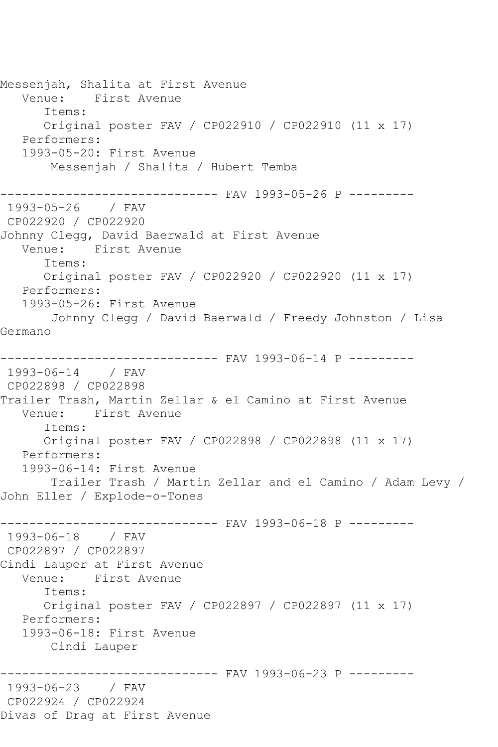Messenjah, Shalita at First Avenue
   Venue:    First Avenue
      Items:
      Original poster FAV / CP022910 / CP022910 (11 x 17)
   Performers:
   1993-05-20: First Avenue
       Messenjah / Shalita / Hubert Temba

------------------------------ FAV 1993-05-26 P ---------
 1993-05-26    / FAV
 CP022920 / CP022920
Johnny Clegg, David Baerwald at First Avenue
   Venue:    First Avenue
      Items:
      Original poster FAV / CP022920 / CP022920 (11 x 17)
   Performers:
   1993-05-26: First Avenue
       Johnny Clegg / David Baerwald / Freedy Johnston / Lisa Germano

------------------------------ FAV 1993-06-14 P ---------
 1993-06-14    / FAV
 CP022898 / CP022898
Trailer Trash, Martin Zellar & el Camino at First Avenue
   Venue:    First Avenue
      Items:
      Original poster FAV / CP022898 / CP022898 (11 x 17)
   Performers:
   1993-06-14: First Avenue
       Trailer Trash / Martin Zellar and el Camino / Adam Levy / John Eller / Explode-o-Tones

------------------------------ FAV 1993-06-18 P ---------
 1993-06-18    / FAV
 CP022897 / CP022897
Cindi Lauper at First Avenue
   Venue:    First Avenue
      Items:
      Original poster FAV / CP022897 / CP022897 (11 x 17)
   Performers:
   1993-06-18: First Avenue
       Cindi Lauper

------------------------------ FAV 1993-06-23 P ---------
 1993-06-23    / FAV
 CP022924 / CP022924
Divas of Drag at First Avenue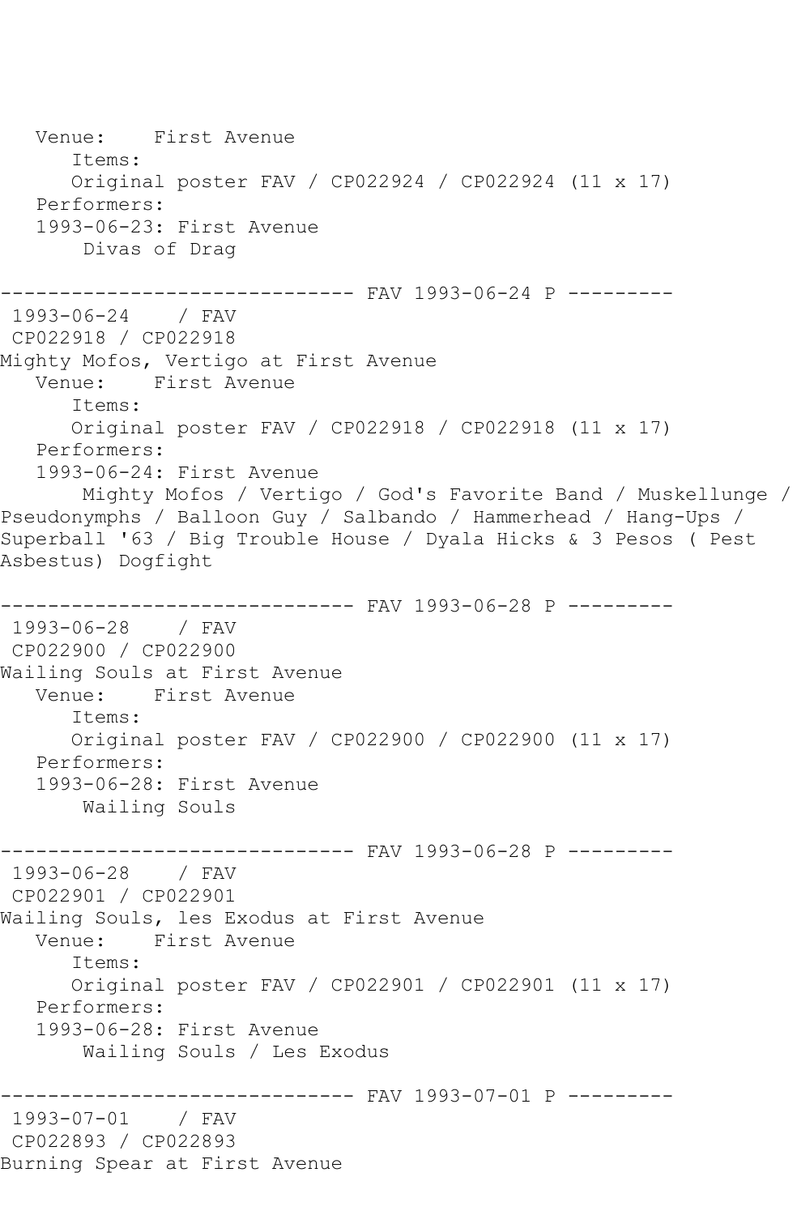```
   Venue:    First Avenue
      Items:
      Original poster FAV / CP022924 / CP022924 (11 x 17)
   Performers:
   1993-06-23: First Avenue
       Divas of Drag

------------------------------ FAV 1993-06-24 P ---------
 1993-06-24    / FAV
 CP022918 / CP022918
Mighty Mofos, Vertigo at First Avenue
   Venue:    First Avenue
      Items:
      Original poster FAV / CP022918 / CP022918 (11 x 17)
   Performers:
   1993-06-24: First Avenue
       Mighty Mofos / Vertigo / God's Favorite Band / Muskellunge /
Pseudonymphs / Balloon Guy / Salbando / Hammerhead / Hang-Ups /
Superball '63 / Big Trouble House / Dyala Hicks & 3 Pesos ( Pest
Asbestus) Dogfight

------------------------------ FAV 1993-06-28 P ---------
 1993-06-28    / FAV
 CP022900 / CP022900
Wailing Souls at First Avenue
   Venue:    First Avenue
      Items:
      Original poster FAV / CP022900 / CP022900 (11 x 17)
   Performers:
   1993-06-28: First Avenue
       Wailing Souls

------------------------------ FAV 1993-06-28 P ---------
 1993-06-28    / FAV
 CP022901 / CP022901
Wailing Souls, les Exodus at First Avenue
   Venue:    First Avenue
      Items:
      Original poster FAV / CP022901 / CP022901 (11 x 17)
   Performers:
   1993-06-28: First Avenue
       Wailing Souls / Les Exodus

------------------------------ FAV 1993-07-01 P ---------
 1993-07-01    / FAV
 CP022893 / CP022893
Burning Spear at First Avenue
```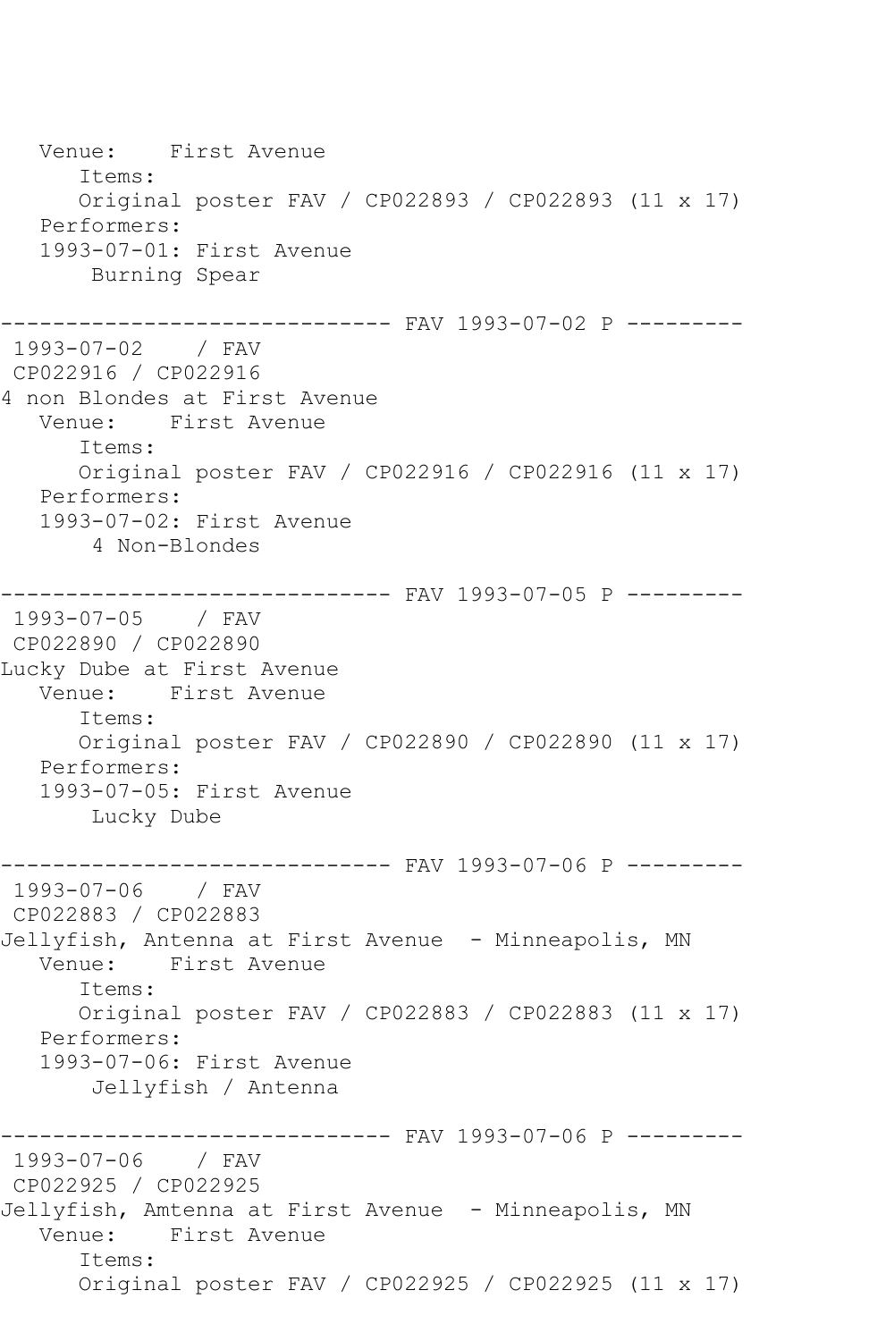```
   Venue:    First Avenue
      Items:
      Original poster FAV / CP022893 / CP022893 (11 x 17)
   Performers:
   1993-07-01: First Avenue
       Burning Spear

------------------------------ FAV 1993-07-02 P ---------
 1993-07-02    / FAV
 CP022916 / CP022916
4 non Blondes at First Avenue
   Venue:    First Avenue
      Items:
      Original poster FAV / CP022916 / CP022916 (11 x 17)
   Performers:
   1993-07-02: First Avenue
       4 Non-Blondes

------------------------------ FAV 1993-07-05 P ---------
 1993-07-05    / FAV
 CP022890 / CP022890
Lucky Dube at First Avenue
   Venue:    First Avenue
      Items:
      Original poster FAV / CP022890 / CP022890 (11 x 17)
   Performers:
   1993-07-05: First Avenue
       Lucky Dube

------------------------------ FAV 1993-07-06 P ---------
 1993-07-06    / FAV
 CP022883 / CP022883
Jellyfish, Antenna at First Avenue  - Minneapolis, MN
   Venue:    First Avenue
      Items:
      Original poster FAV / CP022883 / CP022883 (11 x 17)
   Performers:
   1993-07-06: First Avenue
       Jellyfish / Antenna

------------------------------ FAV 1993-07-06 P ---------
 1993-07-06    / FAV
 CP022925 / CP022925
Jellyfish, Amtenna at First Avenue  - Minneapolis, MN
   Venue:    First Avenue
      Items:
      Original poster FAV / CP022925 / CP022925 (11 x 17)
```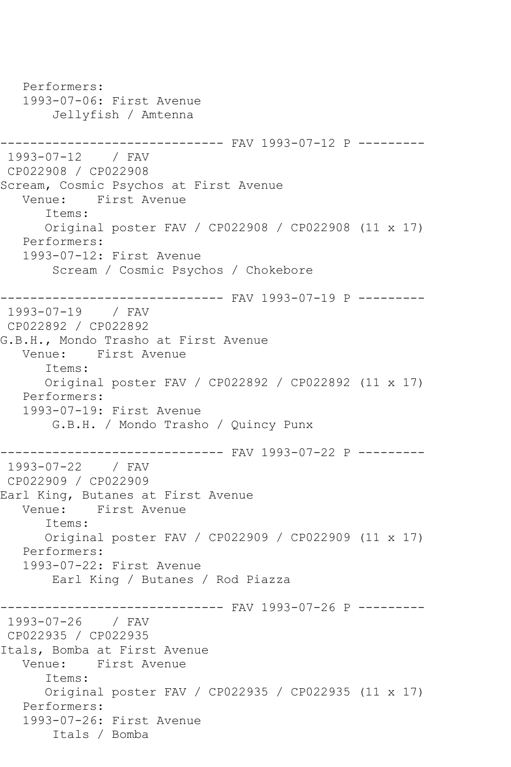Performers:
   1993-07-06: First Avenue
       Jellyfish / Amtenna

------------------------------ FAV 1993-07-12 P ---------
 1993-07-12    / FAV
 CP022908 / CP022908
Scream, Cosmic Psychos at First Avenue
   Venue:    First Avenue
      Items:
      Original poster FAV / CP022908 / CP022908 (11 x 17)
   Performers:
   1993-07-12: First Avenue
       Scream / Cosmic Psychos / Chokebore

------------------------------ FAV 1993-07-19 P ---------
 1993-07-19    / FAV
 CP022892 / CP022892
G.B.H., Mondo Trasho at First Avenue
   Venue:    First Avenue
      Items:
      Original poster FAV / CP022892 / CP022892 (11 x 17)
   Performers:
   1993-07-19: First Avenue
       G.B.H. / Mondo Trasho / Quincy Punx

------------------------------ FAV 1993-07-22 P ---------
 1993-07-22    / FAV
 CP022909 / CP022909
Earl King, Butanes at First Avenue
   Venue:    First Avenue
      Items:
      Original poster FAV / CP022909 / CP022909 (11 x 17)
   Performers:
   1993-07-22: First Avenue
       Earl King / Butanes / Rod Piazza

------------------------------ FAV 1993-07-26 P ---------
 1993-07-26    / FAV
 CP022935 / CP022935
Itals, Bomba at First Avenue
   Venue:    First Avenue
      Items:
      Original poster FAV / CP022935 / CP022935 (11 x 17)
   Performers:
   1993-07-26: First Avenue
       Itals / Bomba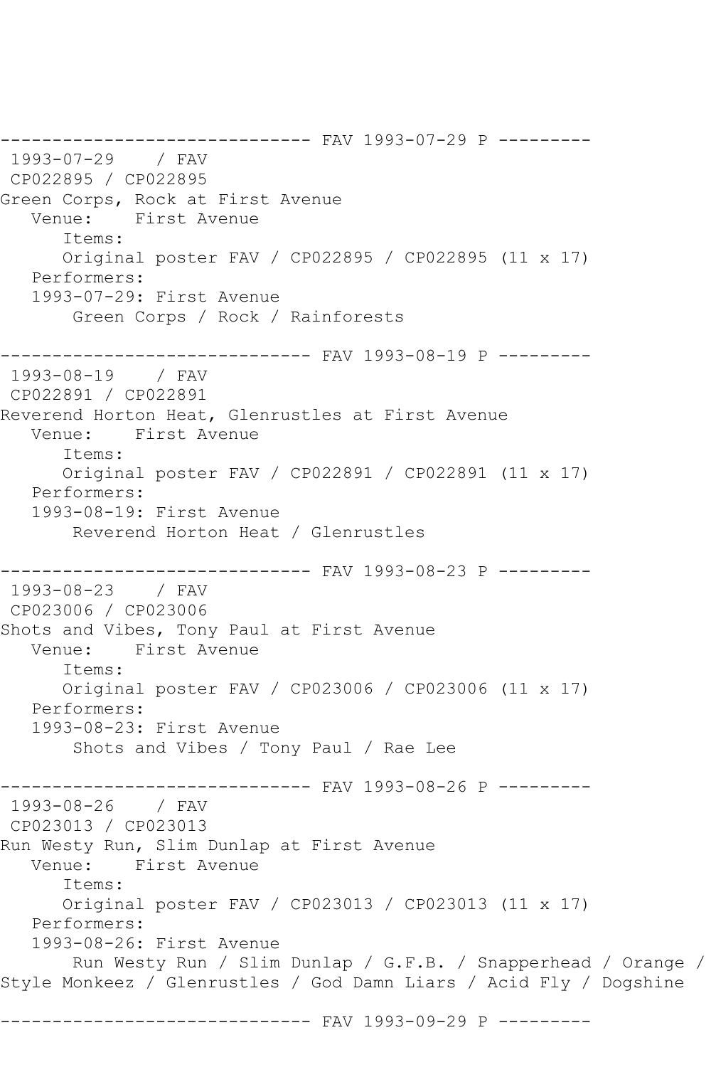------------------------------ FAV 1993-07-29 P ---------
1993-07-29 / FAV
CP022895 / CP022895
Green Corps, Rock at First Avenue
Venue: First Avenue
Items:
Original poster FAV / CP022895 / CP022895 (11 x 17)
Performers:
1993-07-29: First Avenue
Green Corps / Rock / Rainforests

------------------------------ FAV 1993-08-19 P ---------
1993-08-19 / FAV
CP022891 / CP022891
Reverend Horton Heat, Glenrustles at First Avenue
Venue: First Avenue
Items:
Original poster FAV / CP022891 / CP022891 (11 x 17)
Performers:
1993-08-19: First Avenue
Reverend Horton Heat / Glenrustles

------------------------------ FAV 1993-08-23 P ---------
1993-08-23 / FAV
CP023006 / CP023006
Shots and Vibes, Tony Paul at First Avenue
Venue: First Avenue
Items:
Original poster FAV / CP023006 / CP023006 (11 x 17)
Performers:
1993-08-23: First Avenue
Shots and Vibes / Tony Paul / Rae Lee

------------------------------ FAV 1993-08-26 P ---------
1993-08-26 / FAV
CP023013 / CP023013
Run Westy Run, Slim Dunlap at First Avenue
Venue: First Avenue
Items:
Original poster FAV / CP023013 / CP023013 (11 x 17)
Performers:
1993-08-26: First Avenue
Run Westy Run / Slim Dunlap / G.F.B. / Snapperhead / Orange / Style Monkeez / Glenrustles / God Damn Liars / Acid Fly / Dogshine

------------------------------ FAV 1993-09-29 P ---------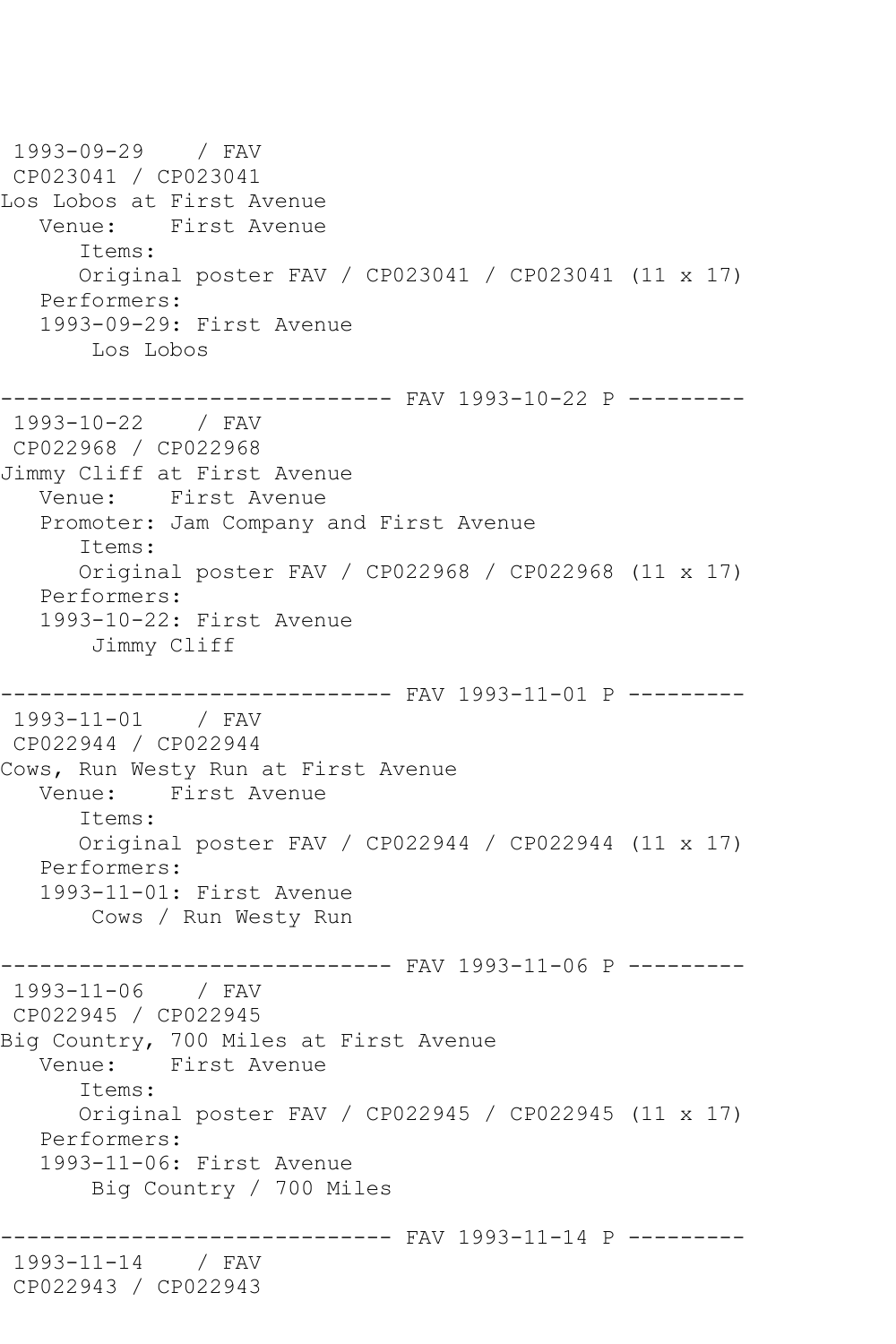```
1993-09-29    / FAV
 CP023041 / CP023041
Los Lobos at First Avenue
   Venue:    First Avenue
      Items:
      Original poster FAV / CP023041 / CP023041 (11 x 17)
   Performers:
   1993-09-29: First Avenue
       Los Lobos

------------------------------ FAV 1993-10-22 P ---------
 1993-10-22    / FAV
 CP022968 / CP022968
Jimmy Cliff at First Avenue
   Venue:    First Avenue
   Promoter: Jam Company and First Avenue
      Items:
      Original poster FAV / CP022968 / CP022968 (11 x 17)
   Performers:
   1993-10-22: First Avenue
       Jimmy Cliff

------------------------------ FAV 1993-11-01 P ---------
 1993-11-01    / FAV
 CP022944 / CP022944
Cows, Run Westy Run at First Avenue
   Venue:    First Avenue
      Items:
      Original poster FAV / CP022944 / CP022944 (11 x 17)
   Performers:
   1993-11-01: First Avenue
       Cows / Run Westy Run

------------------------------ FAV 1993-11-06 P ---------
 1993-11-06    / FAV
 CP022945 / CP022945
Big Country, 700 Miles at First Avenue
   Venue:    First Avenue
      Items:
      Original poster FAV / CP022945 / CP022945 (11 x 17)
   Performers:
   1993-11-06: First Avenue
       Big Country / 700 Miles

------------------------------ FAV 1993-11-14 P ---------
 1993-11-14    / FAV
 CP022943 / CP022943
```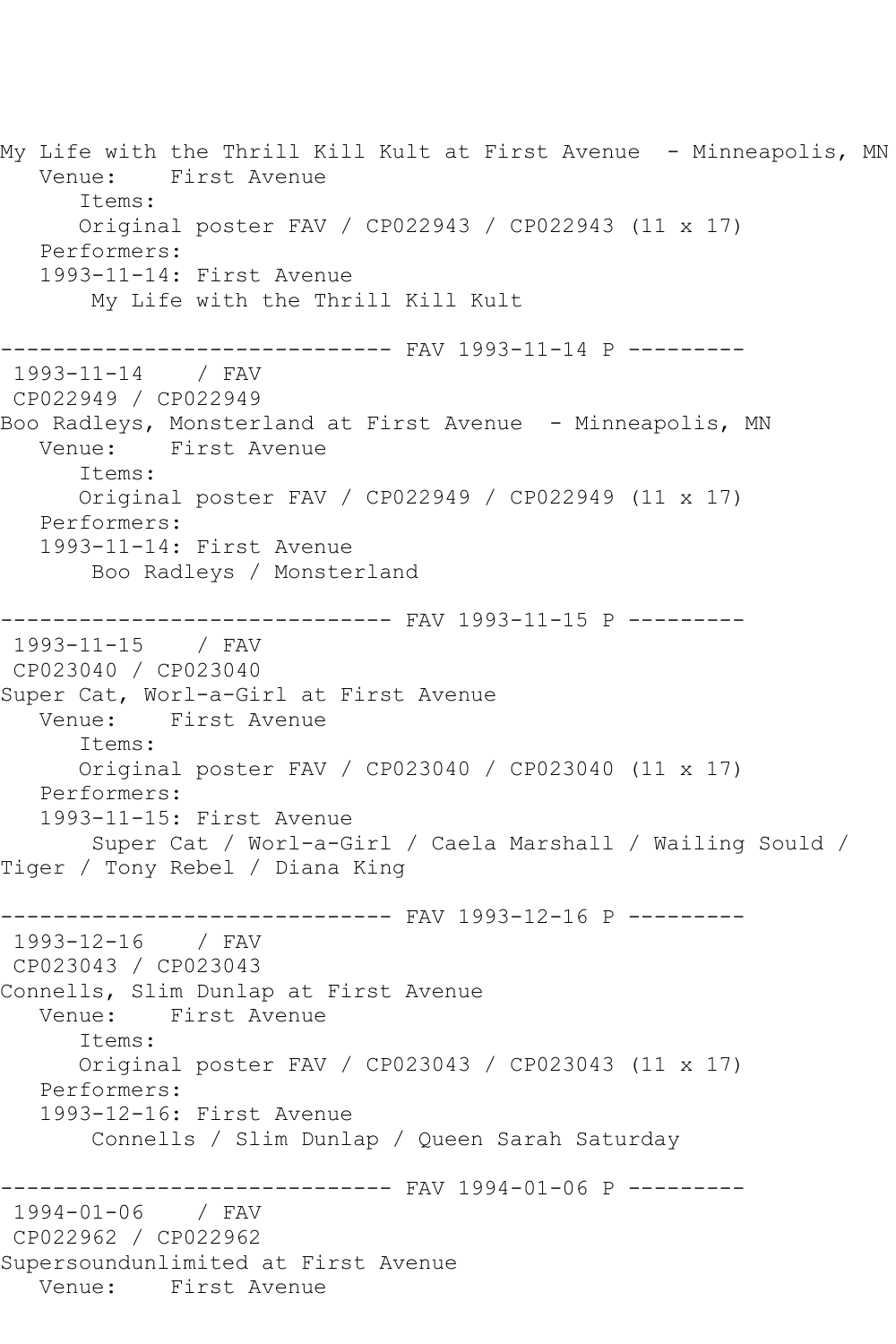My Life with the Thrill Kill Kult at First Avenue - Minneapolis, MN
Venue: First Avenue
Items:
Original poster FAV / CP022943 / CP022943 (11 x 17)
Performers:
1993-11-14: First Avenue
My Life with the Thrill Kill Kult

------------------------------ FAV 1993-11-14 P ---------
1993-11-14 / FAV
CP022949 / CP022949
Boo Radleys, Monsterland at First Avenue - Minneapolis, MN
Venue: First Avenue
Items:
Original poster FAV / CP022949 / CP022949 (11 x 17)
Performers:
1993-11-14: First Avenue
Boo Radleys / Monsterland

------------------------------ FAV 1993-11-15 P ---------
1993-11-15 / FAV
CP023040 / CP023040
Super Cat, Worl-a-Girl at First Avenue
Venue: First Avenue
Items:
Original poster FAV / CP023040 / CP023040 (11 x 17)
Performers:
1993-11-15: First Avenue
Super Cat / Worl-a-Girl / Caela Marshall / Wailing Sould / Tiger / Tony Rebel / Diana King

------------------------------ FAV 1993-12-16 P ---------
1993-12-16 / FAV
CP023043 / CP023043
Connells, Slim Dunlap at First Avenue
Venue: First Avenue
Items:
Original poster FAV / CP023043 / CP023043 (11 x 17)
Performers:
1993-12-16: First Avenue
Connells / Slim Dunlap / Queen Sarah Saturday

------------------------------ FAV 1994-01-06 P ---------
1994-01-06 / FAV
CP022962 / CP022962
Supersoundunlimited at First Avenue
Venue: First Avenue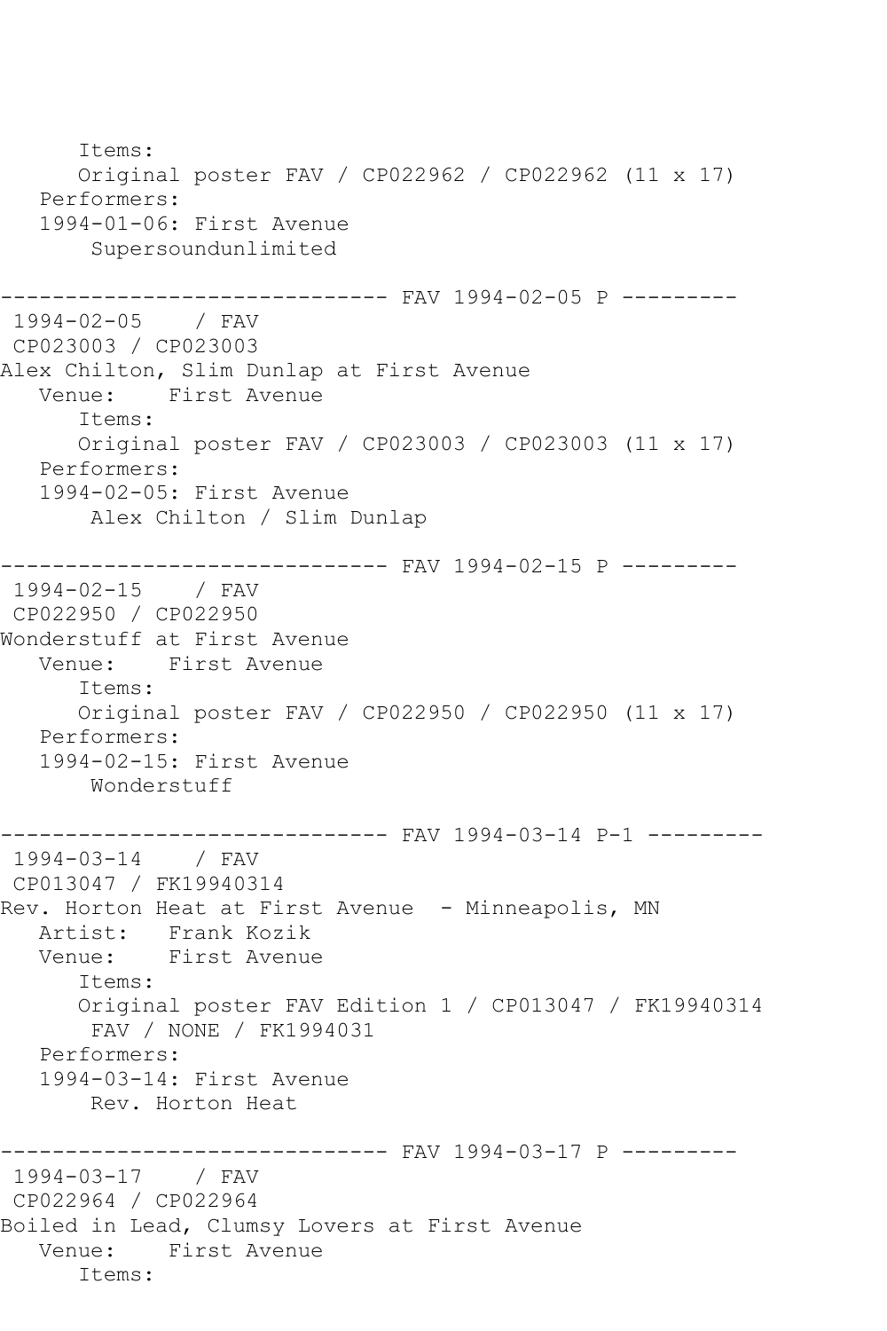```
      Items:
      Original poster FAV / CP022962 / CP022962 (11 x 17)
   Performers:
   1994-01-06: First Avenue
       Supersoundunlimited

------------------------------ FAV 1994-02-05 P ---------
 1994-02-05    / FAV
 CP023003 / CP023003
Alex Chilton, Slim Dunlap at First Avenue
   Venue:    First Avenue
      Items:
      Original poster FAV / CP023003 / CP023003 (11 x 17)
   Performers:
   1994-02-05: First Avenue
       Alex Chilton / Slim Dunlap

------------------------------ FAV 1994-02-15 P ---------
 1994-02-15    / FAV
 CP022950 / CP022950
Wonderstuff at First Avenue
   Venue:    First Avenue
      Items:
      Original poster FAV / CP022950 / CP022950 (11 x 17)
   Performers:
   1994-02-15: First Avenue
       Wonderstuff

------------------------------ FAV 1994-03-14 P-1 ---------
 1994-03-14    / FAV
 CP013047 / FK19940314
Rev. Horton Heat at First Avenue  - Minneapolis, MN
   Artist:   Frank Kozik
   Venue:    First Avenue
      Items:
      Original poster FAV Edition 1 / CP013047 / FK19940314
       FAV / NONE / FK1994031
   Performers:
   1994-03-14: First Avenue
       Rev. Horton Heat

------------------------------ FAV 1994-03-17 P ---------
 1994-03-17    / FAV
 CP022964 / CP022964
Boiled in Lead, Clumsy Lovers at First Avenue
   Venue:    First Avenue
      Items:
```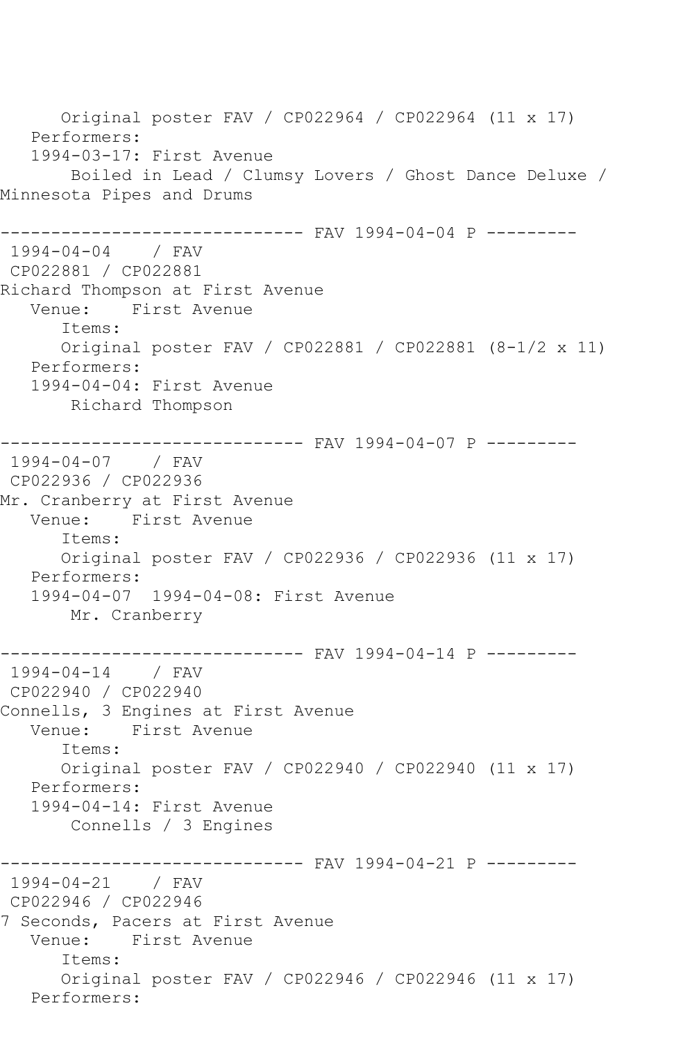```
      Original poster FAV / CP022964 / CP022964 (11 x 17)
   Performers:
   1994-03-17: First Avenue
       Boiled in Lead / Clumsy Lovers / Ghost Dance Deluxe / 
Minnesota Pipes and Drums

------------------------------ FAV 1994-04-04 P ---------
 1994-04-04    / FAV 
 CP022881 / CP022881
Richard Thompson at First Avenue
   Venue:    First Avenue
      Items:
      Original poster FAV / CP022881 / CP022881 (8-1/2 x 11)
   Performers:
   1994-04-04: First Avenue
       Richard Thompson

------------------------------ FAV 1994-04-07 P ---------
 1994-04-07    / FAV 
 CP022936 / CP022936
Mr. Cranberry at First Avenue
   Venue:    First Avenue
      Items:
      Original poster FAV / CP022936 / CP022936 (11 x 17)
   Performers:
   1994-04-07  1994-04-08: First Avenue
       Mr. Cranberry

------------------------------ FAV 1994-04-14 P ---------
 1994-04-14    / FAV 
 CP022940 / CP022940
Connells, 3 Engines at First Avenue
   Venue:    First Avenue
      Items:
      Original poster FAV / CP022940 / CP022940 (11 x 17)
   Performers:
   1994-04-14: First Avenue
       Connells / 3 Engines

------------------------------ FAV 1994-04-21 P ---------
 1994-04-21    / FAV 
 CP022946 / CP022946
7 Seconds, Pacers at First Avenue
   Venue:    First Avenue
      Items:
      Original poster FAV / CP022946 / CP022946 (11 x 17)
   Performers:
```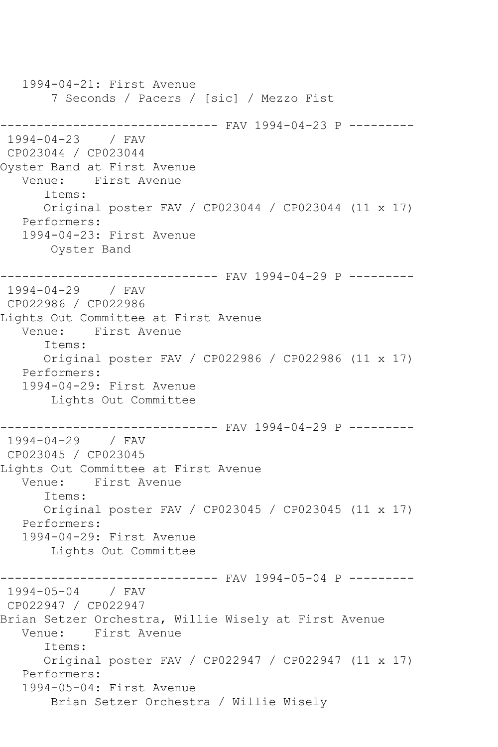```
   1994-04-21: First Avenue
       7 Seconds / Pacers / [sic] / Mezzo Fist

------------------------------ FAV 1994-04-23 P ---------
 1994-04-23    / FAV
 CP023044 / CP023044
Oyster Band at First Avenue
   Venue:    First Avenue
      Items:
      Original poster FAV / CP023044 / CP023044 (11 x 17)
   Performers:
   1994-04-23: First Avenue
       Oyster Band

------------------------------ FAV 1994-04-29 P ---------
 1994-04-29    / FAV
 CP022986 / CP022986
Lights Out Committee at First Avenue
   Venue:    First Avenue
      Items:
      Original poster FAV / CP022986 / CP022986 (11 x 17)
   Performers:
   1994-04-29: First Avenue
       Lights Out Committee

------------------------------ FAV 1994-04-29 P ---------
 1994-04-29    / FAV
 CP023045 / CP023045
Lights Out Committee at First Avenue
   Venue:    First Avenue
      Items:
      Original poster FAV / CP023045 / CP023045 (11 x 17)
   Performers:
   1994-04-29: First Avenue
       Lights Out Committee

------------------------------ FAV 1994-05-04 P ---------
 1994-05-04    / FAV
 CP022947 / CP022947
Brian Setzer Orchestra, Willie Wisely at First Avenue
   Venue:    First Avenue
      Items:
      Original poster FAV / CP022947 / CP022947 (11 x 17)
   Performers:
   1994-05-04: First Avenue
       Brian Setzer Orchestra / Willie Wisely
```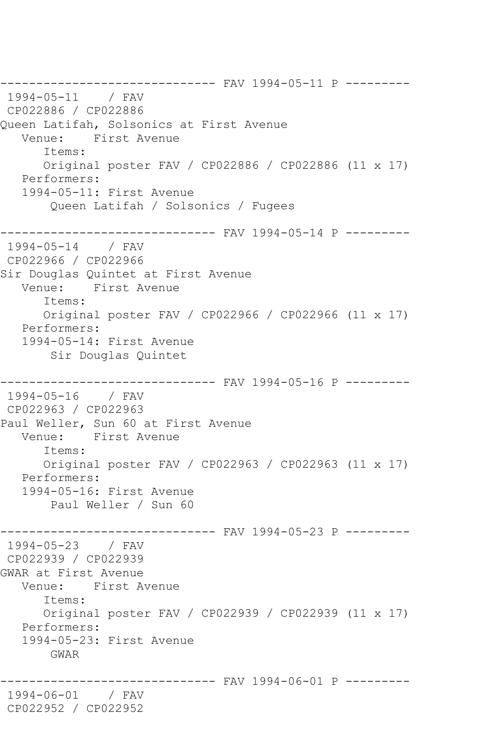```
------------------------------ FAV 1994-05-11 P ---------
 1994-05-11    / FAV
 CP022886 / CP022886
Queen Latifah, Solsonics at First Avenue
   Venue:    First Avenue
      Items:
      Original poster FAV / CP022886 / CP022886 (11 x 17)
   Performers:
   1994-05-11: First Avenue
        Queen Latifah / Solsonics / Fugees

------------------------------ FAV 1994-05-14 P ---------
 1994-05-14    / FAV
 CP022966 / CP022966
Sir Douglas Quintet at First Avenue
   Venue:    First Avenue
      Items:
      Original poster FAV / CP022966 / CP022966 (11 x 17)
   Performers:
   1994-05-14: First Avenue
        Sir Douglas Quintet

------------------------------ FAV 1994-05-16 P ---------
 1994-05-16    / FAV
 CP022963 / CP022963
Paul Weller, Sun 60 at First Avenue
   Venue:    First Avenue
      Items:
      Original poster FAV / CP022963 / CP022963 (11 x 17)
   Performers:
   1994-05-16: First Avenue
        Paul Weller / Sun 60

------------------------------ FAV 1994-05-23 P ---------
 1994-05-23    / FAV
 CP022939 / CP022939
GWAR at First Avenue
   Venue:    First Avenue
      Items:
      Original poster FAV / CP022939 / CP022939 (11 x 17)
   Performers:
   1994-05-23: First Avenue
        GWAR

------------------------------ FAV 1994-06-01 P ---------
 1994-06-01    / FAV
 CP022952 / CP022952
```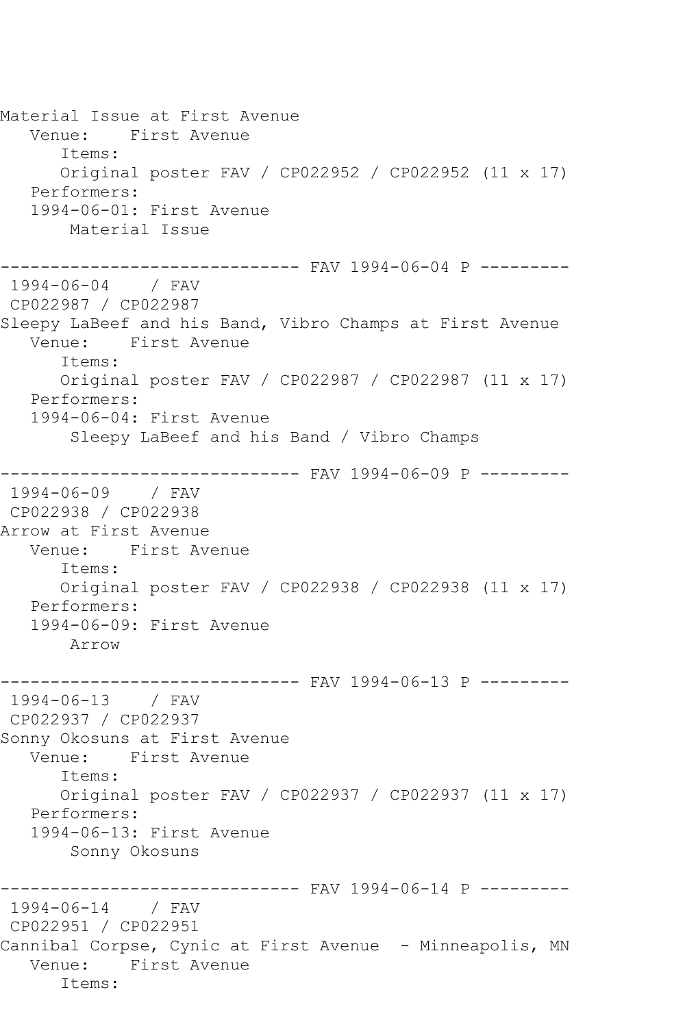Material Issue at First Avenue
   Venue:    First Avenue
      Items:
      Original poster FAV / CP022952 / CP022952 (11 x 17)
   Performers:
   1994-06-01: First Avenue
       Material Issue

------------------------------ FAV 1994-06-04 P ---------
1994-06-04    / FAV
CP022987 / CP022987
Sleepy LaBeef and his Band, Vibro Champs at First Avenue
   Venue:    First Avenue
      Items:
      Original poster FAV / CP022987 / CP022987 (11 x 17)
   Performers:
   1994-06-04: First Avenue
       Sleepy LaBeef and his Band / Vibro Champs

------------------------------ FAV 1994-06-09 P ---------
1994-06-09    / FAV
CP022938 / CP022938
Arrow at First Avenue
   Venue:    First Avenue
      Items:
      Original poster FAV / CP022938 / CP022938 (11 x 17)
   Performers:
   1994-06-09: First Avenue
       Arrow

------------------------------ FAV 1994-06-13 P ---------
1994-06-13    / FAV
CP022937 / CP022937
Sonny Okosuns at First Avenue
   Venue:    First Avenue
      Items:
      Original poster FAV / CP022937 / CP022937 (11 x 17)
   Performers:
   1994-06-13: First Avenue
       Sonny Okosuns

------------------------------ FAV 1994-06-14 P ---------
1994-06-14    / FAV
CP022951 / CP022951
Cannibal Corpse, Cynic at First Avenue  - Minneapolis, MN
   Venue:    First Avenue
      Items: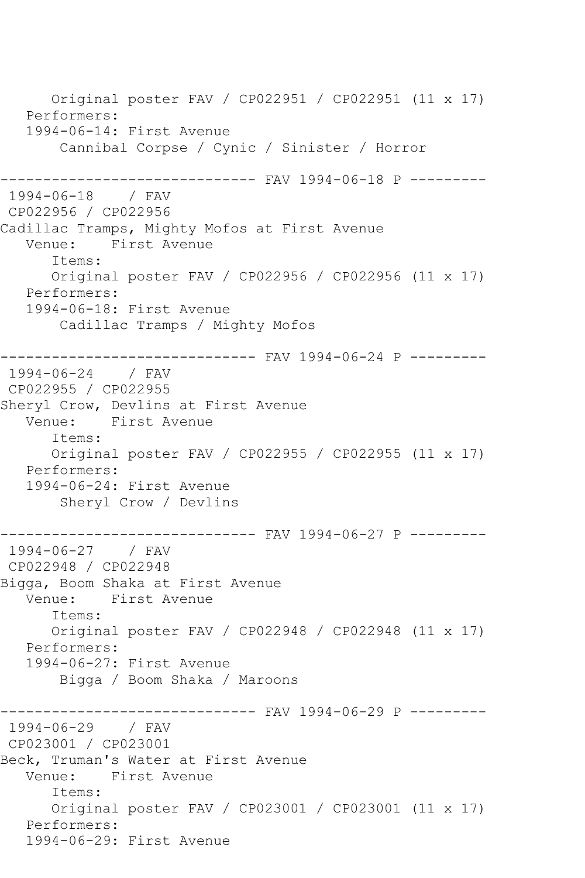Original poster FAV / CP022951 / CP022951 (11 x 17)
   Performers:
   1994-06-14: First Avenue
       Cannibal Corpse / Cynic / Sinister / Horror

------------------------------ FAV 1994-06-18 P ---------
1994-06-18    / FAV
CP022956 / CP022956
Cadillac Tramps, Mighty Mofos at First Avenue
   Venue:    First Avenue
      Items:
      Original poster FAV / CP022956 / CP022956 (11 x 17)
   Performers:
   1994-06-18: First Avenue
       Cadillac Tramps / Mighty Mofos

------------------------------ FAV 1994-06-24 P ---------
1994-06-24    / FAV
CP022955 / CP022955
Sheryl Crow, Devlins at First Avenue
   Venue:    First Avenue
      Items:
      Original poster FAV / CP022955 / CP022955 (11 x 17)
   Performers:
   1994-06-24: First Avenue
       Sheryl Crow / Devlins

------------------------------ FAV 1994-06-27 P ---------
1994-06-27    / FAV
CP022948 / CP022948
Bigga, Boom Shaka at First Avenue
   Venue:    First Avenue
      Items:
      Original poster FAV / CP022948 / CP022948 (11 x 17)
   Performers:
   1994-06-27: First Avenue
       Bigga / Boom Shaka / Maroons

------------------------------ FAV 1994-06-29 P ---------
1994-06-29    / FAV
CP023001 / CP023001
Beck, Truman's Water at First Avenue
   Venue:    First Avenue
      Items:
      Original poster FAV / CP023001 / CP023001 (11 x 17)
   Performers:
   1994-06-29: First Avenue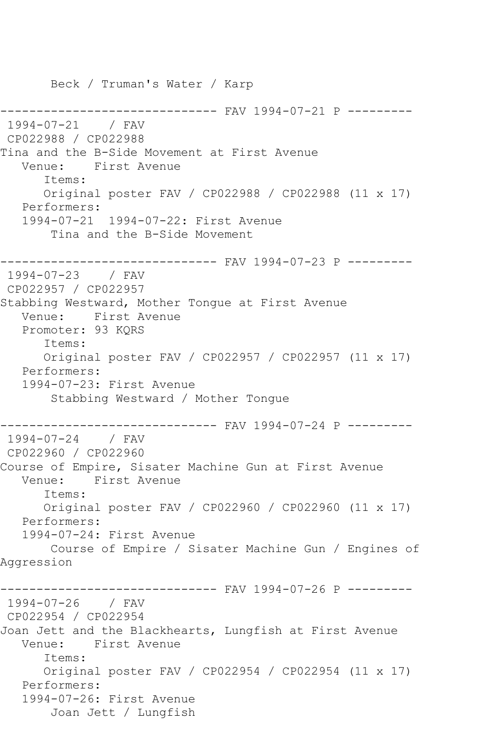Beck / Truman's Water / Karp

------------------------------ FAV 1994-07-21 P ---------

1994-07-21 / FAV
CP022988 / CP022988
Tina and the B-Side Movement at First Avenue
Venue: First Avenue
Items:
Original poster FAV / CP022988 / CP022988 (11 x 17)
Performers:
1994-07-21 1994-07-22: First Avenue
Tina and the B-Side Movement

------------------------------ FAV 1994-07-23 P ---------

1994-07-23 / FAV
CP022957 / CP022957
Stabbing Westward, Mother Tongue at First Avenue
Venue: First Avenue
Promoter: 93 KQRS
Items:
Original poster FAV / CP022957 / CP022957 (11 x 17)
Performers:
1994-07-23: First Avenue
Stabbing Westward / Mother Tongue

------------------------------ FAV 1994-07-24 P ---------

1994-07-24 / FAV
CP022960 / CP022960
Course of Empire, Sisater Machine Gun at First Avenue
Venue: First Avenue
Items:
Original poster FAV / CP022960 / CP022960 (11 x 17)
Performers:
1994-07-24: First Avenue
Course of Empire / Sisater Machine Gun / Engines of Aggression

------------------------------ FAV 1994-07-26 P ---------

1994-07-26 / FAV
CP022954 / CP022954
Joan Jett and the Blackhearts, Lungfish at First Avenue
Venue: First Avenue
Items:
Original poster FAV / CP022954 / CP022954 (11 x 17)
Performers:
1994-07-26: First Avenue
Joan Jett / Lungfish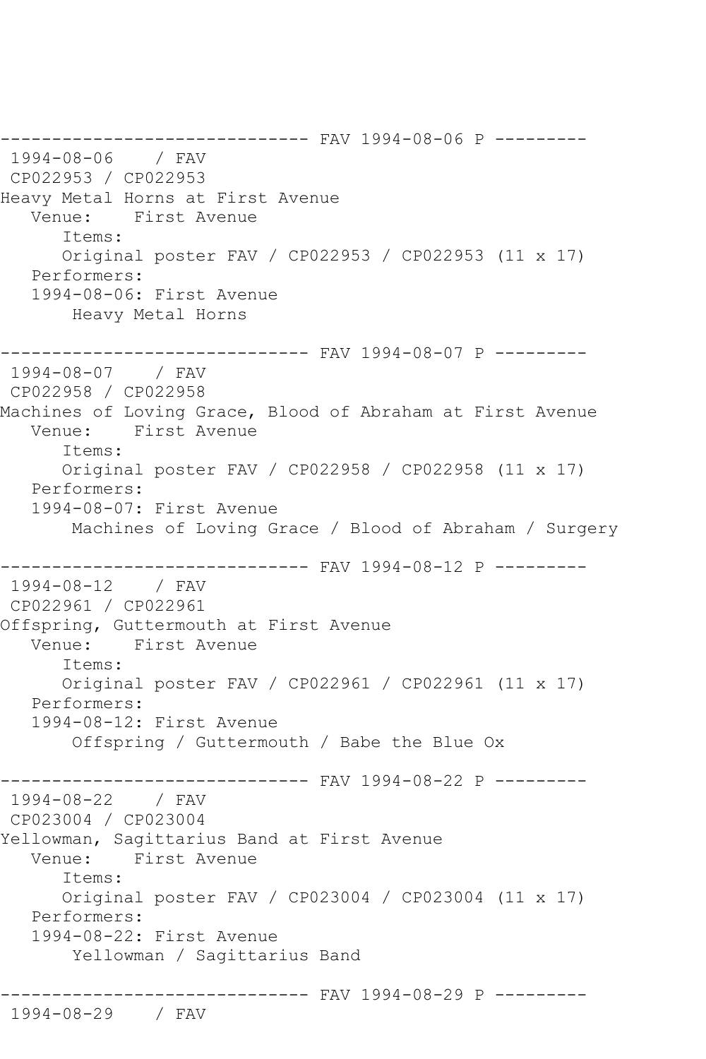```
------------------------------ FAV 1994-08-06 P ---------
 1994-08-06    / FAV
 CP022953 / CP022953
Heavy Metal Horns at First Avenue
   Venue:    First Avenue
      Items:
      Original poster FAV / CP022953 / CP022953 (11 x 17)
   Performers:
   1994-08-06: First Avenue
       Heavy Metal Horns

------------------------------ FAV 1994-08-07 P ---------
 1994-08-07    / FAV
 CP022958 / CP022958
Machines of Loving Grace, Blood of Abraham at First Avenue
   Venue:    First Avenue
      Items:
      Original poster FAV / CP022958 / CP022958 (11 x 17)
   Performers:
   1994-08-07: First Avenue
       Machines of Loving Grace / Blood of Abraham / Surgery

------------------------------ FAV 1994-08-12 P ---------
 1994-08-12    / FAV
 CP022961 / CP022961
Offspring, Guttermouth at First Avenue
   Venue:    First Avenue
      Items:
      Original poster FAV / CP022961 / CP022961 (11 x 17)
   Performers:
   1994-08-12: First Avenue
       Offspring / Guttermouth / Babe the Blue Ox

------------------------------ FAV 1994-08-22 P ---------
 1994-08-22    / FAV
 CP023004 / CP023004
Yellowman, Sagittarius Band at First Avenue
   Venue:    First Avenue
      Items:
      Original poster FAV / CP023004 / CP023004 (11 x 17)
   Performers:
   1994-08-22: First Avenue
       Yellowman / Sagittarius Band

------------------------------ FAV 1994-08-29 P ---------
 1994-08-29    / FAV
```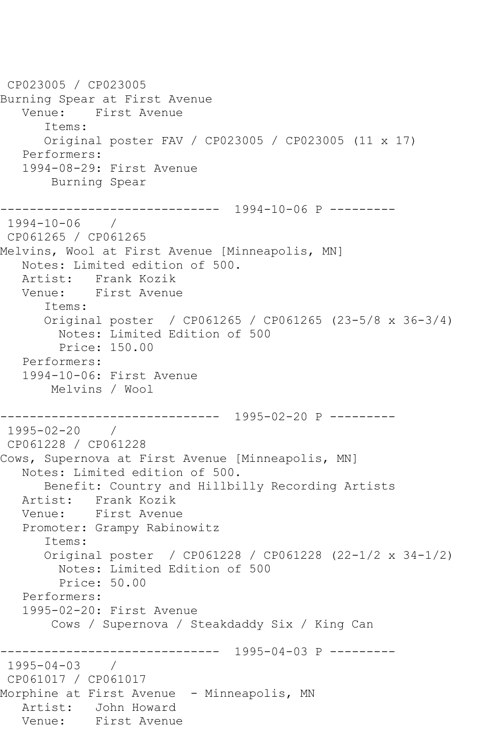CP023005 / CP023005
Burning Spear at First Avenue
   Venue:    First Avenue
      Items:
      Original poster FAV / CP023005 / CP023005 (11 x 17)
   Performers:
   1994-08-29: First Avenue
       Burning Spear

------------------------------  1994-10-06 P ---------
 1994-10-06    /
 CP061265 / CP061265
Melvins, Wool at First Avenue [Minneapolis, MN]
   Notes: Limited edition of 500.
   Artist:   Frank Kozik
   Venue:    First Avenue
      Items:
      Original poster  / CP061265 / CP061265 (23-5/8 x 36-3/4)
        Notes: Limited Edition of 500
        Price: 150.00
   Performers:
   1994-10-06: First Avenue
       Melvins / Wool

------------------------------  1995-02-20 P ---------
 1995-02-20    /
 CP061228 / CP061228
Cows, Supernova at First Avenue [Minneapolis, MN]
   Notes: Limited edition of 500.
      Benefit: Country and Hillbilly Recording Artists
   Artist:   Frank Kozik
   Venue:    First Avenue
   Promoter: Grampy Rabinowitz
      Items:
      Original poster  / CP061228 / CP061228 (22-1/2 x 34-1/2)
        Notes: Limited Edition of 500
        Price: 50.00
   Performers:
   1995-02-20: First Avenue
       Cows / Supernova / Steakdaddy Six / King Can

------------------------------  1995-04-03 P ---------
 1995-04-03    /
 CP061017 / CP061017
Morphine at First Avenue  - Minneapolis, MN
   Artist:   John Howard
   Venue:    First Avenue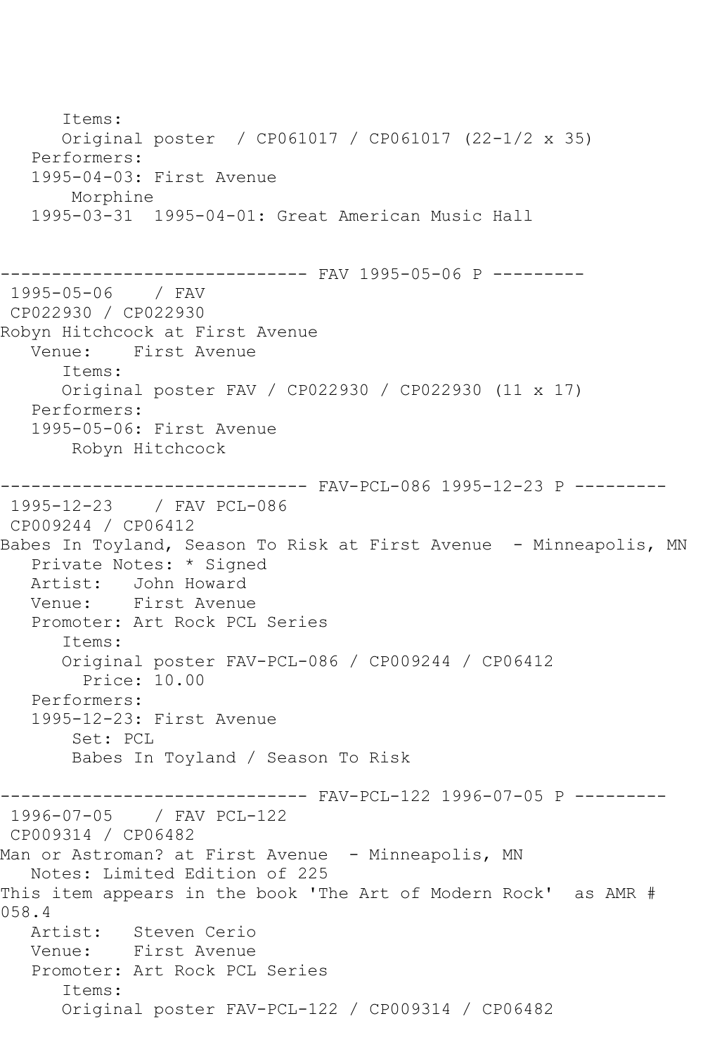```
      Items:
      Original poster  / CP061017 / CP061017 (22-1/2 x 35)
   Performers:
   1995-04-03: First Avenue
       Morphine
   1995-03-31  1995-04-01: Great American Music Hall


------------------------------ FAV 1995-05-06 P ---------
 1995-05-06    / FAV
 CP022930 / CP022930
Robyn Hitchcock at First Avenue
   Venue:    First Avenue
      Items:
      Original poster FAV / CP022930 / CP022930 (11 x 17)
   Performers:
   1995-05-06: First Avenue
       Robyn Hitchcock

------------------------------ FAV-PCL-086 1995-12-23 P ---------
 1995-12-23    / FAV PCL-086
 CP009244 / CP06412
Babes In Toyland, Season To Risk at First Avenue  - Minneapolis, MN
   Private Notes: * Signed
   Artist:   John Howard
   Venue:    First Avenue
   Promoter: Art Rock PCL Series
      Items:
      Original poster FAV-PCL-086 / CP009244 / CP06412
        Price: 10.00
   Performers:
   1995-12-23: First Avenue
       Set: PCL
       Babes In Toyland / Season To Risk

------------------------------ FAV-PCL-122 1996-07-05 P ---------
 1996-07-05    / FAV PCL-122
 CP009314 / CP06482
Man or Astroman? at First Avenue  - Minneapolis, MN
   Notes: Limited Edition of 225
This item appears in the book 'The Art of Modern Rock'  as AMR #
058.4
   Artist:   Steven Cerio
   Venue:    First Avenue
   Promoter: Art Rock PCL Series
      Items:
      Original poster FAV-PCL-122 / CP009314 / CP06482
```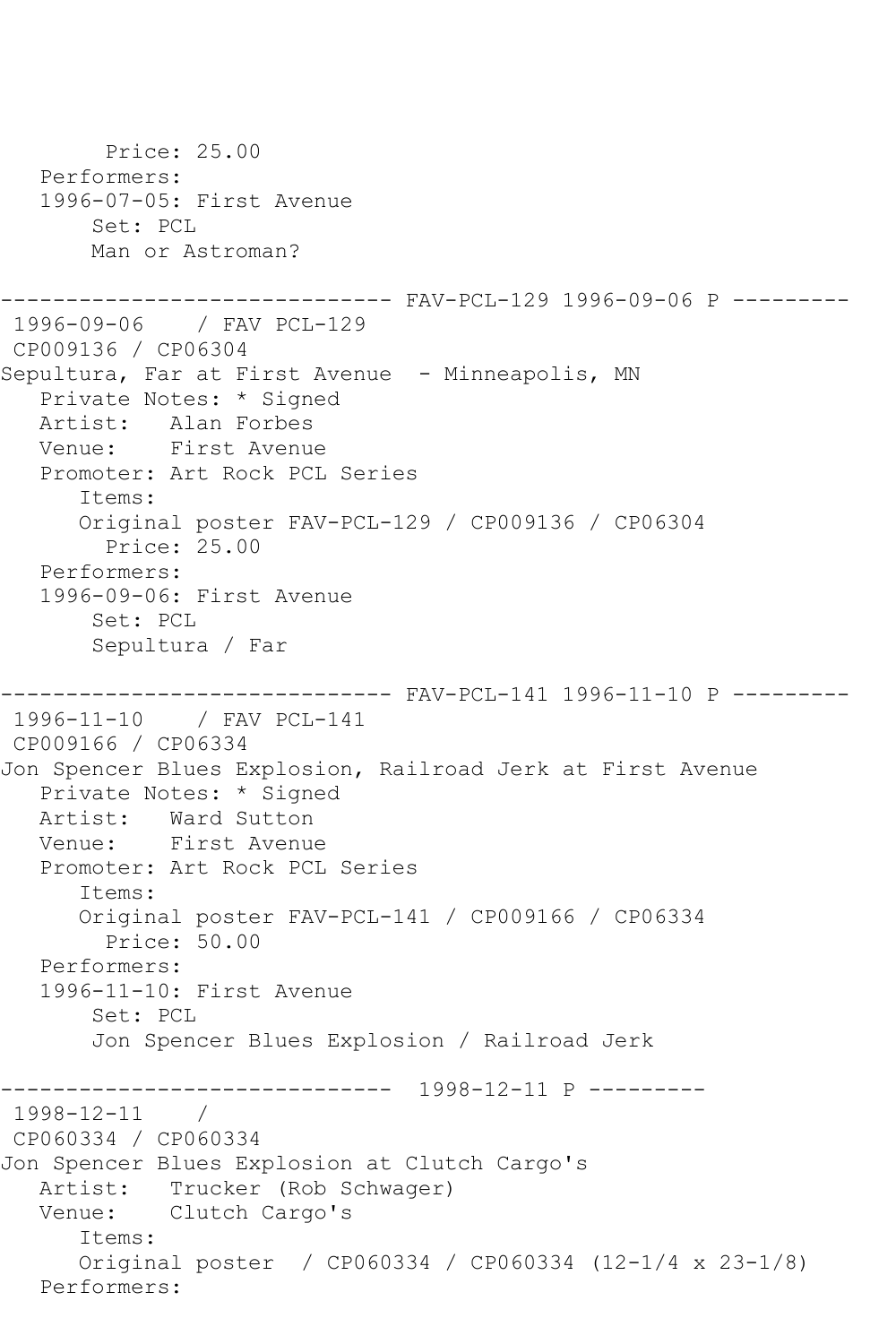```
        Price: 25.00
   Performers:
   1996-07-05: First Avenue
       Set: PCL
       Man or Astroman?

------------------------------ FAV-PCL-129 1996-09-06 P ---------
 1996-09-06    / FAV PCL-129
 CP009136 / CP06304
Sepultura, Far at First Avenue  - Minneapolis, MN
   Private Notes: * Signed
   Artist:   Alan Forbes
   Venue:    First Avenue
   Promoter: Art Rock PCL Series
      Items:
      Original poster FAV-PCL-129 / CP009136 / CP06304
        Price: 25.00
   Performers:
   1996-09-06: First Avenue
       Set: PCL
       Sepultura / Far

------------------------------ FAV-PCL-141 1996-11-10 P ---------
 1996-11-10    / FAV PCL-141
 CP009166 / CP06334
Jon Spencer Blues Explosion, Railroad Jerk at First Avenue
   Private Notes: * Signed
   Artist:   Ward Sutton
   Venue:    First Avenue
   Promoter: Art Rock PCL Series
      Items:
      Original poster FAV-PCL-141 / CP009166 / CP06334
        Price: 50.00
   Performers:
   1996-11-10: First Avenue
       Set: PCL
       Jon Spencer Blues Explosion / Railroad Jerk

------------------------------  1998-12-11 P ---------
 1998-12-11    /
 CP060334 / CP060334
Jon Spencer Blues Explosion at Clutch Cargo's
   Artist:   Trucker (Rob Schwager)
   Venue:    Clutch Cargo's
      Items:
      Original poster  / CP060334 / CP060334 (12-1/4 x 23-1/8)
   Performers:
```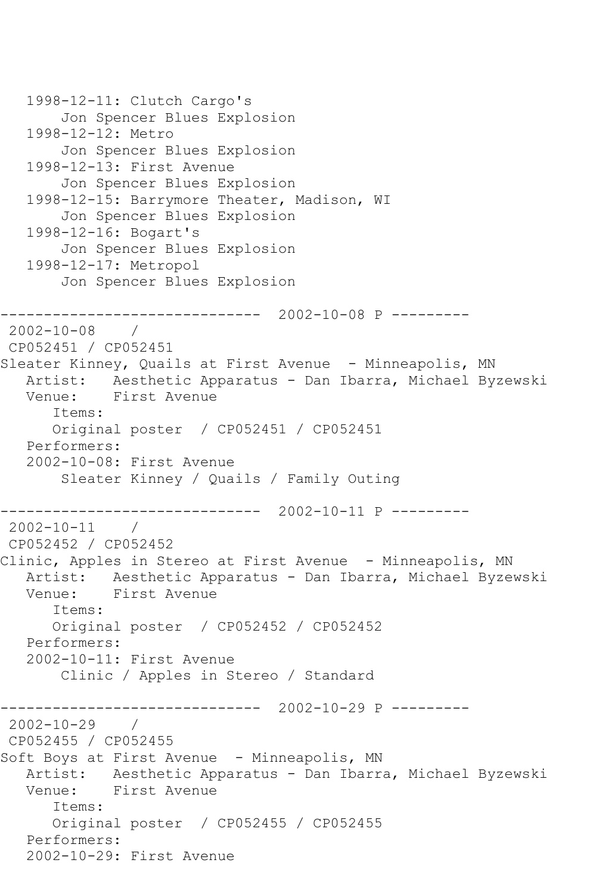```
   1998-12-11: Clutch Cargo's
       Jon Spencer Blues Explosion
   1998-12-12: Metro
       Jon Spencer Blues Explosion
   1998-12-13: First Avenue
       Jon Spencer Blues Explosion
   1998-12-15: Barrymore Theater, Madison, WI
       Jon Spencer Blues Explosion
   1998-12-16: Bogart's
       Jon Spencer Blues Explosion
   1998-12-17: Metropol
       Jon Spencer Blues Explosion

------------------------------  2002-10-08 P ---------
 2002-10-08    /
 CP052451 / CP052451
Sleater Kinney, Quails at First Avenue  - Minneapolis, MN
   Artist:   Aesthetic Apparatus - Dan Ibarra, Michael Byzewski
   Venue:    First Avenue
      Items:
      Original poster  / CP052451 / CP052451
   Performers:
   2002-10-08: First Avenue
       Sleater Kinney / Quails / Family Outing

------------------------------  2002-10-11 P ---------
 2002-10-11    /
 CP052452 / CP052452
Clinic, Apples in Stereo at First Avenue  - Minneapolis, MN
   Artist:   Aesthetic Apparatus - Dan Ibarra, Michael Byzewski
   Venue:    First Avenue
      Items:
      Original poster  / CP052452 / CP052452
   Performers:
   2002-10-11: First Avenue
       Clinic / Apples in Stereo / Standard

------------------------------  2002-10-29 P ---------
 2002-10-29    /
 CP052455 / CP052455
Soft Boys at First Avenue  - Minneapolis, MN
   Artist:   Aesthetic Apparatus - Dan Ibarra, Michael Byzewski
   Venue:    First Avenue
      Items:
      Original poster  / CP052455 / CP052455
   Performers:
   2002-10-29: First Avenue
```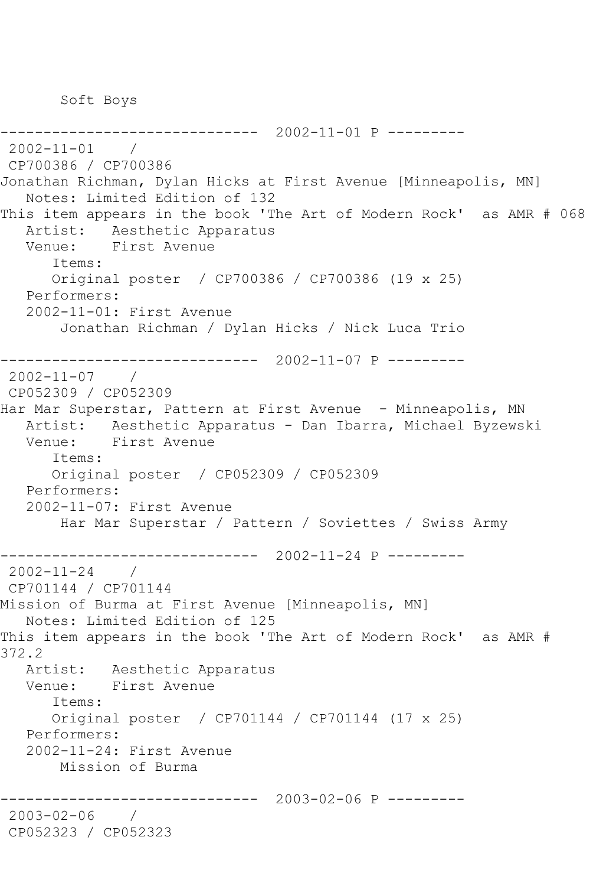Soft Boys

------------------------------ 2002-11-01 P ---------
2002-11-01 /
CP700386 / CP700386
Jonathan Richman, Dylan Hicks at First Avenue [Minneapolis, MN]
Notes: Limited Edition of 132
This item appears in the book 'The Art of Modern Rock' as AMR # 068
Artist: Aesthetic Apparatus
Venue: First Avenue
Items:
Original poster / CP700386 / CP700386 (19 x 25)
Performers:
2002-11-01: First Avenue
Jonathan Richman / Dylan Hicks / Nick Luca Trio

------------------------------ 2002-11-07 P ---------
2002-11-07 /
CP052309 / CP052309
Har Mar Superstar, Pattern at First Avenue - Minneapolis, MN
Artist: Aesthetic Apparatus - Dan Ibarra, Michael Byzewski
Venue: First Avenue
Items:
Original poster / CP052309 / CP052309
Performers:
2002-11-07: First Avenue
Har Mar Superstar / Pattern / Soviettes / Swiss Army

------------------------------ 2002-11-24 P ---------
2002-11-24 /
CP701144 / CP701144
Mission of Burma at First Avenue [Minneapolis, MN]
Notes: Limited Edition of 125
This item appears in the book 'The Art of Modern Rock' as AMR # 372.2
Artist: Aesthetic Apparatus
Venue: First Avenue
Items:
Original poster / CP701144 / CP701144 (17 x 25)
Performers:
2002-11-24: First Avenue
Mission of Burma

------------------------------ 2003-02-06 P ---------
2003-02-06 /
CP052323 / CP052323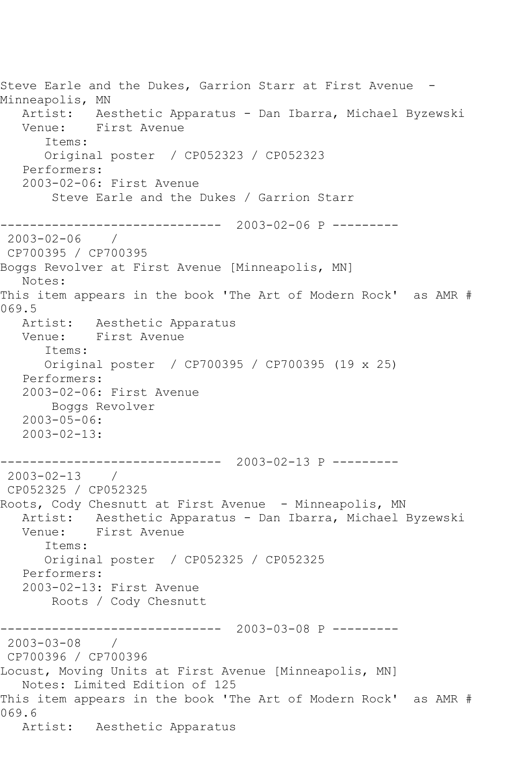Steve Earle and the Dukes, Garrion Starr at First Avenue - Minneapolis, MN
   Artist:   Aesthetic Apparatus - Dan Ibarra, Michael Byzewski
   Venue:    First Avenue
      Items:
      Original poster / CP052323 / CP052323
   Performers:
   2003-02-06: First Avenue
       Steve Earle and the Dukes / Garrion Starr

------------------------------ 2003-02-06 P ---------
 2003-02-06    /
 CP700395 / CP700395
Boggs Revolver at First Avenue [Minneapolis, MN]
   Notes:
This item appears in the book 'The Art of Modern Rock' as AMR # 069.5
   Artist:   Aesthetic Apparatus
   Venue:    First Avenue
      Items:
      Original poster / CP700395 / CP700395 (19 x 25)
   Performers:
   2003-02-06: First Avenue
       Boggs Revolver
   2003-05-06:
   2003-02-13:

------------------------------ 2003-02-13 P ---------
 2003-02-13    /
 CP052325 / CP052325
Roots, Cody Chesnutt at First Avenue - Minneapolis, MN
   Artist:   Aesthetic Apparatus - Dan Ibarra, Michael Byzewski
   Venue:    First Avenue
      Items:
      Original poster / CP052325 / CP052325
   Performers:
   2003-02-13: First Avenue
       Roots / Cody Chesnutt

------------------------------ 2003-03-08 P ---------
 2003-03-08    /
 CP700396 / CP700396
Locust, Moving Units at First Avenue [Minneapolis, MN]
   Notes: Limited Edition of 125
This item appears in the book 'The Art of Modern Rock' as AMR # 069.6
   Artist:   Aesthetic Apparatus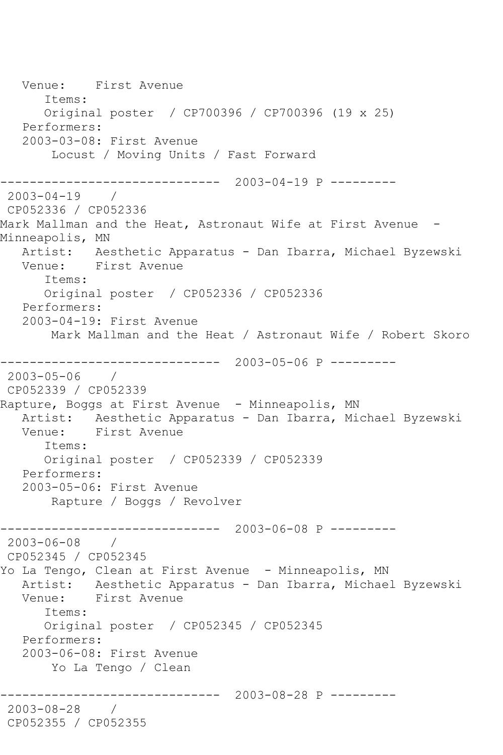```
   Venue:    First Avenue
      Items:
      Original poster  / CP700396 / CP700396 (19 x 25)
   Performers:
   2003-03-08: First Avenue
       Locust / Moving Units / Fast Forward

------------------------------  2003-04-19 P ---------
 2003-04-19    /
 CP052336 / CP052336
Mark Mallman and the Heat, Astronaut Wife at First Avenue  - 
Minneapolis, MN
   Artist:   Aesthetic Apparatus - Dan Ibarra, Michael Byzewski
   Venue:    First Avenue
      Items:
      Original poster  / CP052336 / CP052336
   Performers:
   2003-04-19: First Avenue
       Mark Mallman and the Heat / Astronaut Wife / Robert Skoro

------------------------------  2003-05-06 P ---------
 2003-05-06    /
 CP052339 / CP052339
Rapture, Boggs at First Avenue  - Minneapolis, MN
   Artist:   Aesthetic Apparatus - Dan Ibarra, Michael Byzewski
   Venue:    First Avenue
      Items:
      Original poster  / CP052339 / CP052339
   Performers:
   2003-05-06: First Avenue
       Rapture / Boggs / Revolver

------------------------------  2003-06-08 P ---------
 2003-06-08    /
 CP052345 / CP052345
Yo La Tengo, Clean at First Avenue  - Minneapolis, MN
   Artist:   Aesthetic Apparatus - Dan Ibarra, Michael Byzewski
   Venue:    First Avenue
      Items:
      Original poster  / CP052345 / CP052345
   Performers:
   2003-06-08: First Avenue
       Yo La Tengo / Clean

------------------------------  2003-08-28 P ---------
 2003-08-28    /
 CP052355 / CP052355
```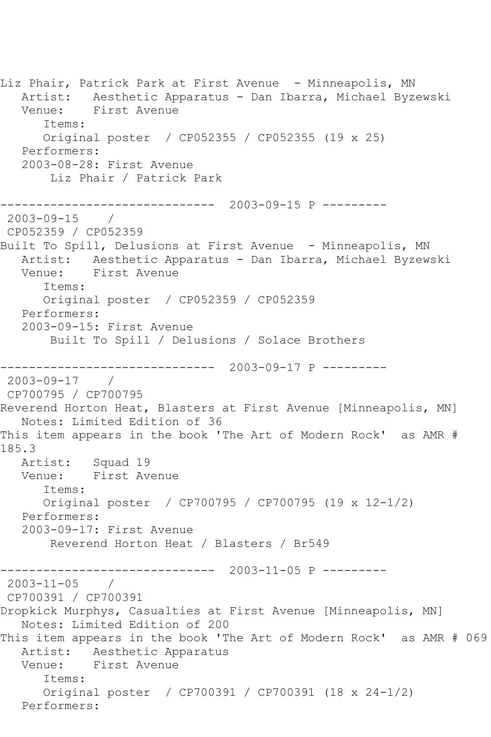```
Liz Phair, Patrick Park at First Avenue  - Minneapolis, MN
   Artist:   Aesthetic Apparatus - Dan Ibarra, Michael Byzewski
   Venue:    First Avenue
      Items:
      Original poster  / CP052355 / CP052355 (19 x 25)
   Performers:
   2003-08-28: First Avenue
       Liz Phair / Patrick Park

------------------------------  2003-09-15 P ---------
 2003-09-15    /
 CP052359 / CP052359
Built To Spill, Delusions at First Avenue  - Minneapolis, MN
   Artist:   Aesthetic Apparatus - Dan Ibarra, Michael Byzewski
   Venue:    First Avenue
      Items:
      Original poster  / CP052359 / CP052359
   Performers:
   2003-09-15: First Avenue
       Built To Spill / Delusions / Solace Brothers

------------------------------  2003-09-17 P ---------
 2003-09-17    /
 CP700795 / CP700795
Reverend Horton Heat, Blasters at First Avenue [Minneapolis, MN]
   Notes: Limited Edition of 36
This item appears in the book 'The Art of Modern Rock'  as AMR #
185.3
   Artist:   Squad 19
   Venue:    First Avenue
      Items:
      Original poster  / CP700795 / CP700795 (19 x 12-1/2)
   Performers:
   2003-09-17: First Avenue
       Reverend Horton Heat / Blasters / Br549

------------------------------  2003-11-05 P ---------
 2003-11-05    /
 CP700391 / CP700391
Dropkick Murphys, Casualties at First Avenue [Minneapolis, MN]
   Notes: Limited Edition of 200
This item appears in the book 'The Art of Modern Rock'  as AMR # 069
   Artist:   Aesthetic Apparatus
   Venue:    First Avenue
      Items:
      Original poster  / CP700391 / CP700391 (18 x 24-1/2)
   Performers:
```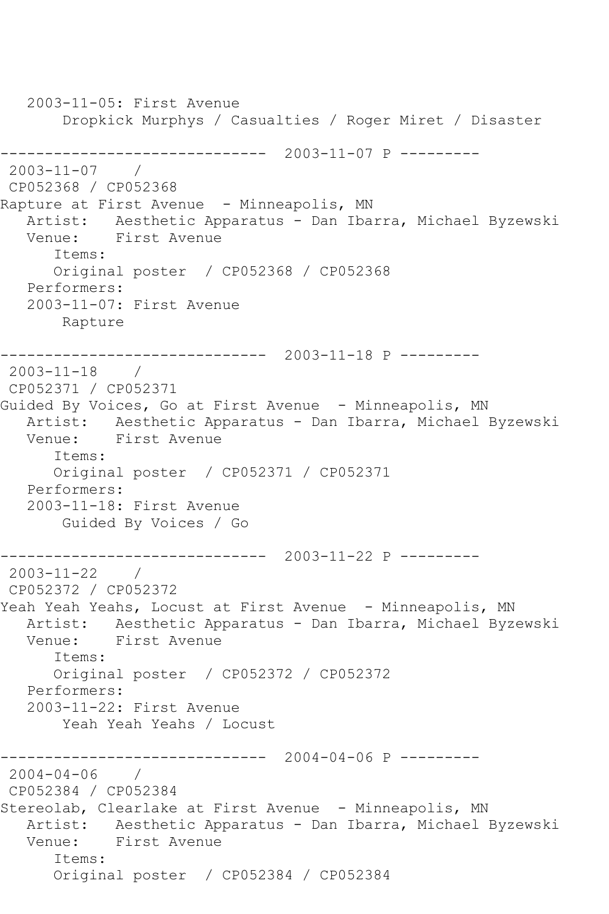```
   2003-11-05: First Avenue
       Dropkick Murphys / Casualties / Roger Miret / Disaster

------------------------------  2003-11-07 P ---------
 2003-11-07    /
 CP052368 / CP052368
Rapture at First Avenue  - Minneapolis, MN
   Artist:   Aesthetic Apparatus - Dan Ibarra, Michael Byzewski
   Venue:    First Avenue
      Items:
      Original poster  / CP052368 / CP052368
   Performers:
   2003-11-07: First Avenue
       Rapture

------------------------------  2003-11-18 P ---------
 2003-11-18    /
 CP052371 / CP052371
Guided By Voices, Go at First Avenue  - Minneapolis, MN
   Artist:   Aesthetic Apparatus - Dan Ibarra, Michael Byzewski
   Venue:    First Avenue
      Items:
      Original poster  / CP052371 / CP052371
   Performers:
   2003-11-18: First Avenue
       Guided By Voices / Go

------------------------------  2003-11-22 P ---------
 2003-11-22    /
 CP052372 / CP052372
Yeah Yeah Yeahs, Locust at First Avenue  - Minneapolis, MN
   Artist:   Aesthetic Apparatus - Dan Ibarra, Michael Byzewski
   Venue:    First Avenue
      Items:
      Original poster  / CP052372 / CP052372
   Performers:
   2003-11-22: First Avenue
       Yeah Yeah Yeahs / Locust

------------------------------  2004-04-06 P ---------
 2004-04-06    /
 CP052384 / CP052384
Stereolab, Clearlake at First Avenue  - Minneapolis, MN
   Artist:   Aesthetic Apparatus - Dan Ibarra, Michael Byzewski
   Venue:    First Avenue
      Items:
      Original poster  / CP052384 / CP052384
```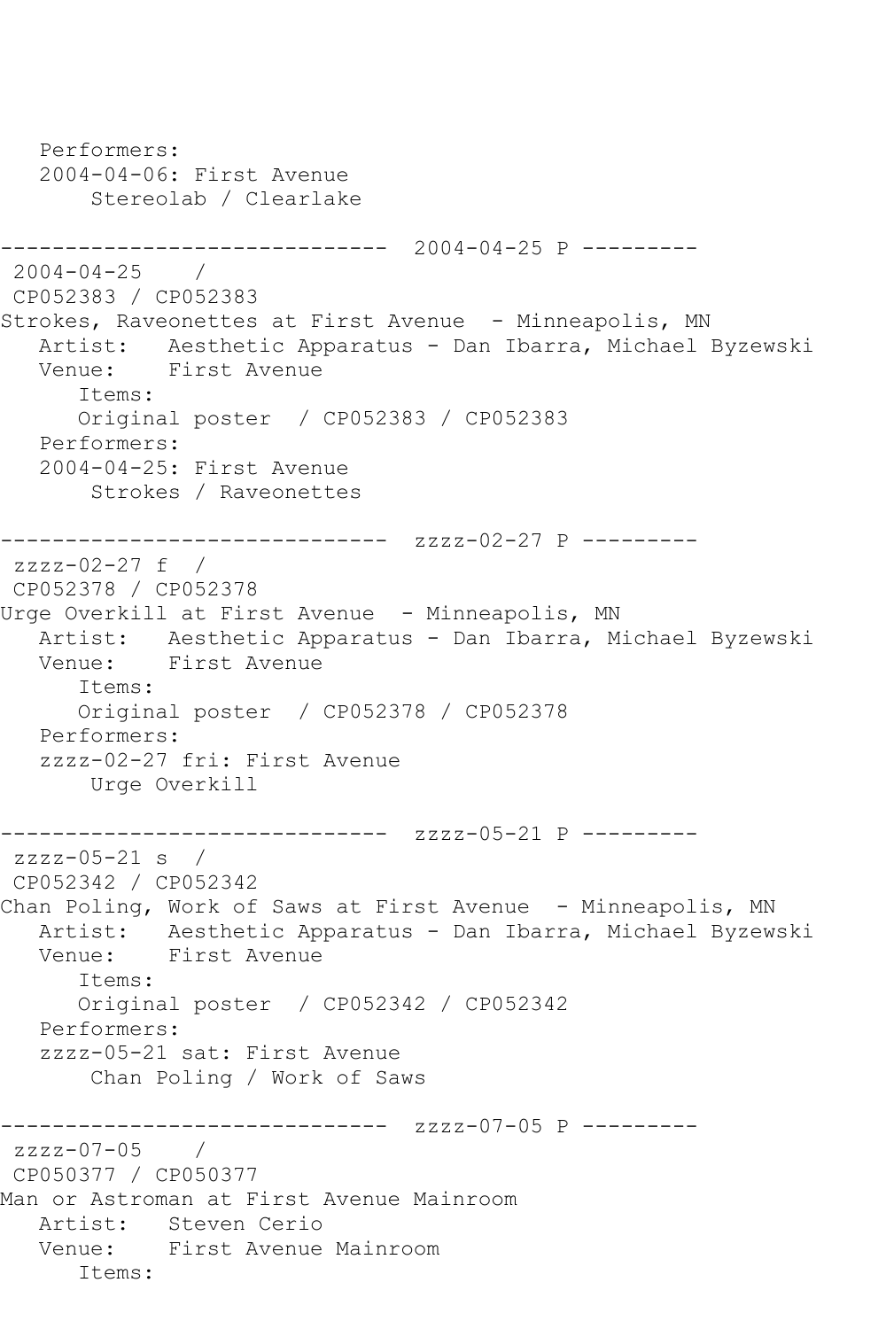```
   Performers:
   2004-04-06: First Avenue
       Stereolab / Clearlake

------------------------------  2004-04-25 P ---------
 2004-04-25    /
 CP052383 / CP052383
Strokes, Raveonettes at First Avenue  - Minneapolis, MN
   Artist:   Aesthetic Apparatus - Dan Ibarra, Michael Byzewski
   Venue:    First Avenue
      Items:
      Original poster  / CP052383 / CP052383
   Performers:
   2004-04-25: First Avenue
       Strokes / Raveonettes

------------------------------  zzzz-02-27 P ---------
 zzzz-02-27 f  /
 CP052378 / CP052378
Urge Overkill at First Avenue  - Minneapolis, MN
   Artist:   Aesthetic Apparatus - Dan Ibarra, Michael Byzewski
   Venue:    First Avenue
      Items:
      Original poster  / CP052378 / CP052378
   Performers:
   zzzz-02-27 fri: First Avenue
       Urge Overkill

------------------------------  zzzz-05-21 P ---------
 zzzz-05-21 s  /
 CP052342 / CP052342
Chan Poling, Work of Saws at First Avenue  - Minneapolis, MN
   Artist:   Aesthetic Apparatus - Dan Ibarra, Michael Byzewski
   Venue:    First Avenue
      Items:
      Original poster  / CP052342 / CP052342
   Performers:
   zzzz-05-21 sat: First Avenue
       Chan Poling / Work of Saws

------------------------------  zzzz-07-05 P ---------
 zzzz-07-05    /
 CP050377 / CP050377
Man or Astroman at First Avenue Mainroom
   Artist:   Steven Cerio
   Venue:    First Avenue Mainroom
      Items:
```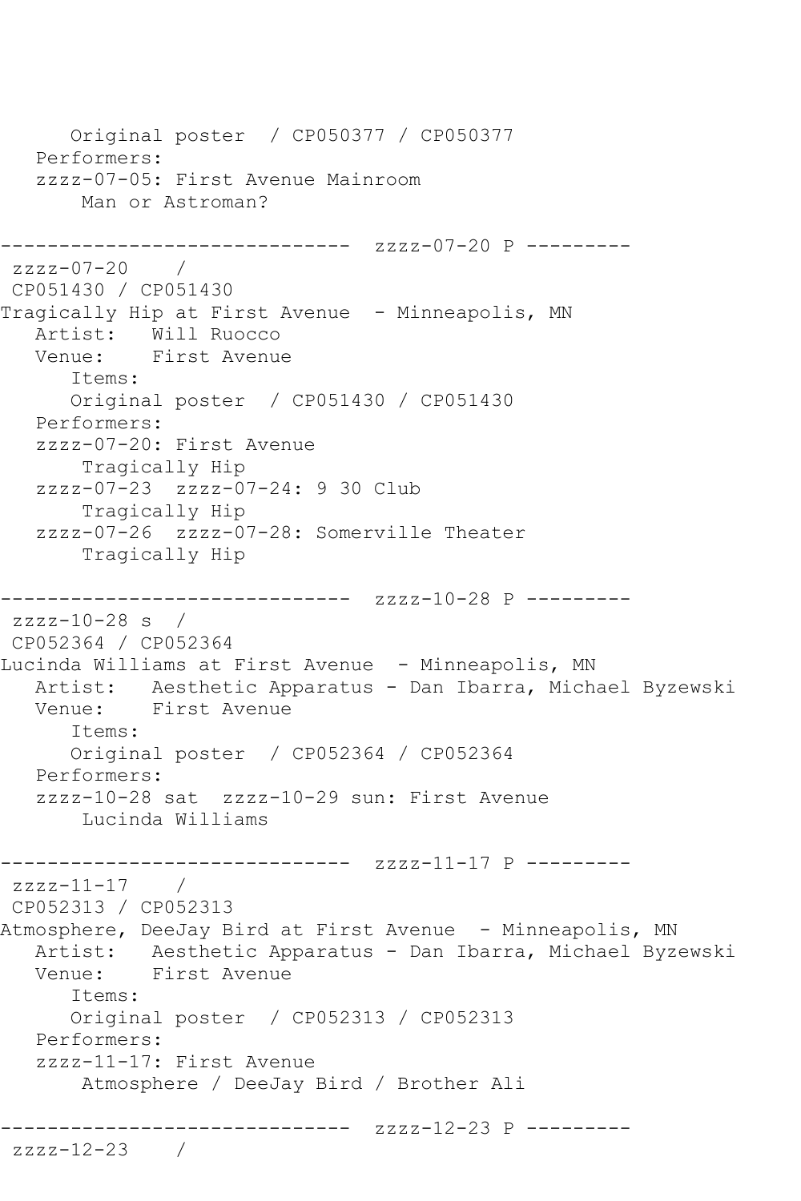```
      Original poster  / CP050377 / CP050377
   Performers:
   zzzz-07-05: First Avenue Mainroom
       Man or Astroman?

------------------------------  zzzz-07-20 P ---------
 zzzz-07-20    /
 CP051430 / CP051430
Tragically Hip at First Avenue  - Minneapolis, MN
   Artist:   Will Ruocco
   Venue:    First Avenue
      Items:
      Original poster  / CP051430 / CP051430
   Performers:
   zzzz-07-20: First Avenue
       Tragically Hip
   zzzz-07-23  zzzz-07-24: 9 30 Club
       Tragically Hip
   zzzz-07-26  zzzz-07-28: Somerville Theater
       Tragically Hip

------------------------------  zzzz-10-28 P ---------
 zzzz-10-28 s  /
 CP052364 / CP052364
Lucinda Williams at First Avenue  - Minneapolis, MN
   Artist:   Aesthetic Apparatus - Dan Ibarra, Michael Byzewski
   Venue:    First Avenue
      Items:
      Original poster  / CP052364 / CP052364
   Performers:
   zzzz-10-28 sat  zzzz-10-29 sun: First Avenue
       Lucinda Williams

------------------------------  zzzz-11-17 P ---------
 zzzz-11-17    /
 CP052313 / CP052313
Atmosphere, DeeJay Bird at First Avenue  - Minneapolis, MN
   Artist:   Aesthetic Apparatus - Dan Ibarra, Michael Byzewski
   Venue:    First Avenue
      Items:
      Original poster  / CP052313 / CP052313
   Performers:
   zzzz-11-17: First Avenue
       Atmosphere / DeeJay Bird / Brother Ali

------------------------------  zzzz-12-23 P ---------
 zzzz-12-23    /
```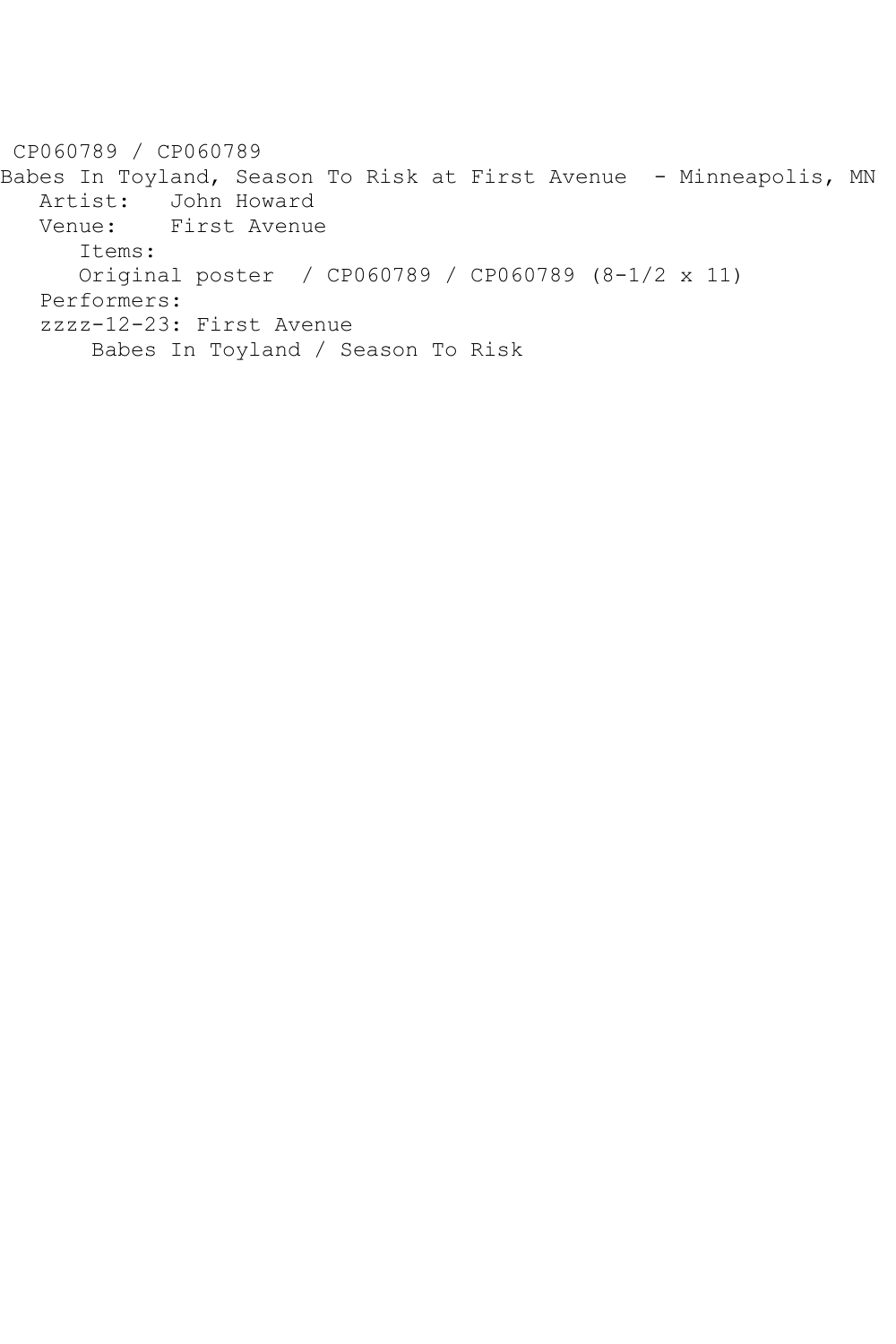CP060789 / CP060789

Babes In Toyland, Season To Risk at First Avenue - Minneapolis, MN

Artist: John Howard

Venue: First Avenue

Items:

Original poster / CP060789 / CP060789 (8-1/2 x 11)

Performers:

zzzz-12-23: First Avenue

Babes In Toyland / Season To Risk